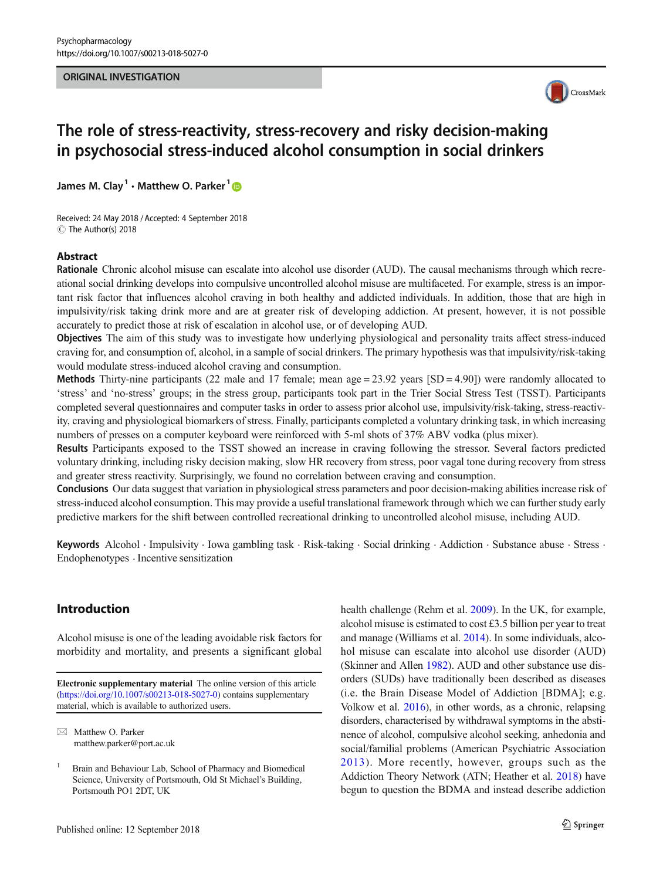ORIGINAL INVESTIGATION

# The role of stress-reactivity, stress-recovery and risky decision-making in psychosocial stress-induced alcohol consumption in social drinkers

James M. Clay[1] · Matthew O. Parker[1]

Received: 24 May 2018 / Accepted: 4 September 2018
© The Author(s) 2018

## Abstract

**Rationale** Chronic alcohol misuse can escalate into alcohol use disorder (AUD). The causal mechanisms through which recreational social drinking develops into compulsive uncontrolled alcohol misuse are multifaceted. For example, stress is an important risk factor that influences alcohol craving in both healthy and addicted individuals. In addition, those that are high in impulsivity/risk taking drink more and are at greater risk of developing addiction. At present, however, it is not possible accurately to predict those at risk of escalation in alcohol use, or of developing AUD.

**Objectives** The aim of this study was to investigate how underlying physiological and personality traits affect stress-induced craving for, and consumption of, alcohol, in a sample of social drinkers. The primary hypothesis was that impulsivity/risk-taking would modulate stress-induced alcohol craving and consumption.

**Methods** Thirty-nine participants (22 male and 17 female; mean age = 23.92 years [SD = 4.90]) were randomly allocated to 'stress' and 'no-stress' groups; in the stress group, participants took part in the Trier Social Stress Test (TSST). Participants completed several questionnaires and computer tasks in order to assess prior alcohol use, impulsivity/risk-taking, stress-reactivity, craving and physiological biomarkers of stress. Finally, participants completed a voluntary drinking task, in which increasing numbers of presses on a computer keyboard were reinforced with 5-ml shots of 37% ABV vodka (plus mixer).

**Results** Participants exposed to the TSST showed an increase in craving following the stressor. Several factors predicted voluntary drinking, including risky decision making, slow HR recovery from stress, poor vagal tone during recovery from stress and greater stress reactivity. Surprisingly, we found no correlation between craving and consumption.

**Conclusions** Our data suggest that variation in physiological stress parameters and poor decision-making abilities increase risk of stress-induced alcohol consumption. This may provide a useful translational framework through which we can further study early predictive markers for the shift between controlled recreational drinking to uncontrolled alcohol misuse, including AUD.

**Keywords** Alcohol · Impulsivity · Iowa gambling task · Risk-taking · Social drinking · Addiction · Substance abuse · Stress · Endophenotypes · Incentive sensitization

## Introduction

Alcohol misuse is one of the leading avoidable risk factors for morbidity and mortality, and presents a significant global health challenge (Rehm et al. 2009). In the UK, for example, alcohol misuse is estimated to cost £3.5 billion per year to treat and manage (Williams et al. 2014). In some individuals, alcohol misuse can escalate into alcohol use disorder (AUD) (Skinner and Allen 1982). AUD and other substance use disorders (SUDs) have traditionally been described as diseases (i.e. the Brain Disease Model of Addiction [BDMA]; e.g. Volkow et al. 2016), in other words, as a chronic, relapsing disorders, characterised by withdrawal symptoms in the abstinence of alcohol, compulsive alcohol seeking, anhedonia and social/familial problems (American Psychiatric Association 2013). More recently, however, groups such as the Addiction Theory Network (ATN; Heather et al. 2018) have begun to question the BDMA and instead describe addiction

**Electronic supplementary material** The online version of this article (https://doi.org/10.1007/s00213-018-5027-0) contains supplementary material, which is available to authorized users.

✉ Matthew O. Parker
matthew.parker@port.ac.uk

[1] Brain and Behaviour Lab, School of Pharmacy and Biomedical Science, University of Portsmouth, Old St Michael's Building, Portsmouth PO1 2DT, UK

Published online: 12 September 2018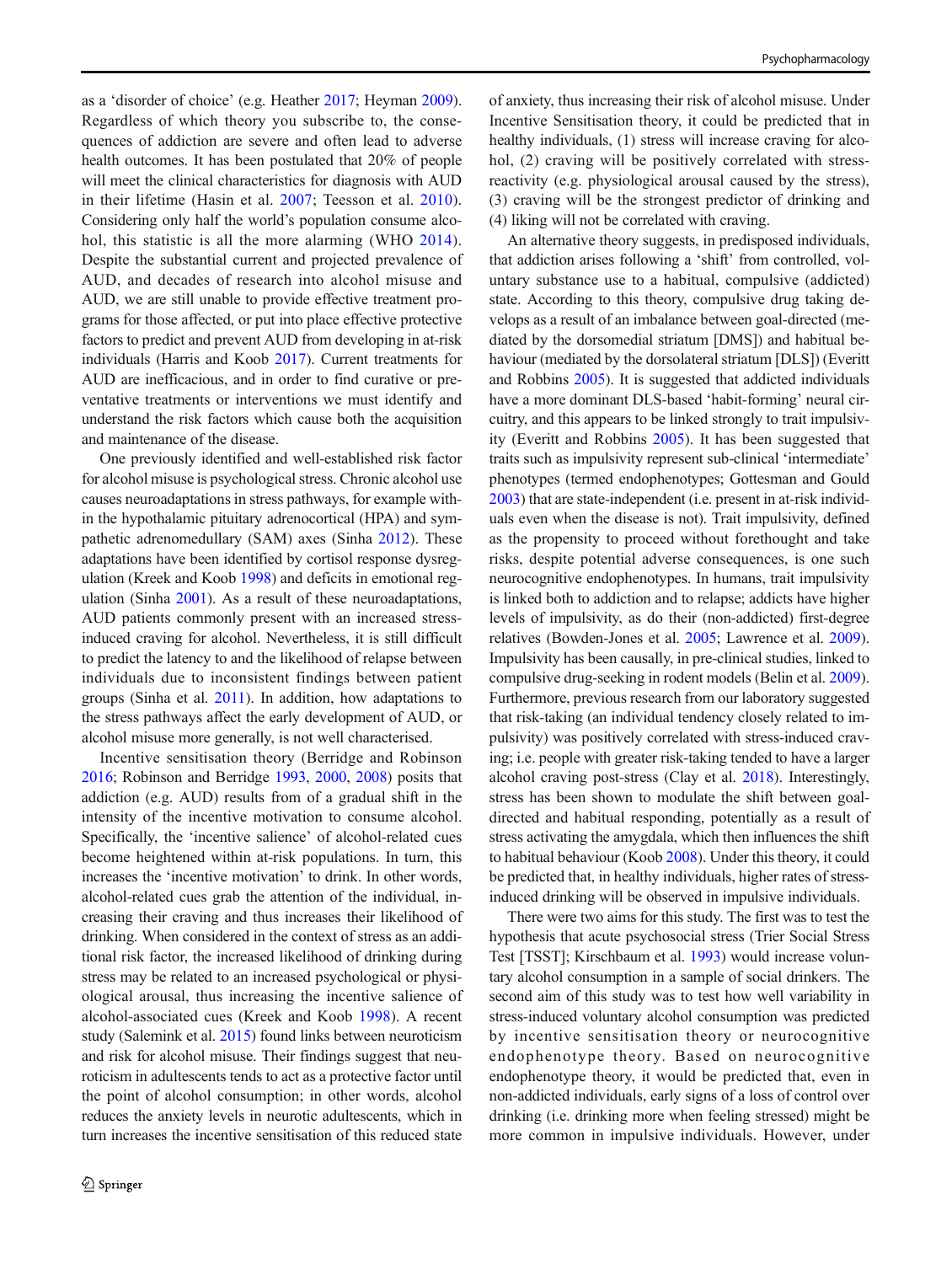as a 'disorder of choice' (e.g. Heather 2017; Heyman 2009). Regardless of which theory you subscribe to, the consequences of addiction are severe and often lead to adverse health outcomes. It has been postulated that 20% of people will meet the clinical characteristics for diagnosis with AUD in their lifetime (Hasin et al. 2007; Teesson et al. 2010). Considering only half the world's population consume alcohol, this statistic is all the more alarming (WHO 2014). Despite the substantial current and projected prevalence of AUD, and decades of research into alcohol misuse and AUD, we are still unable to provide effective treatment programs for those affected, or put into place effective protective factors to predict and prevent AUD from developing in at-risk individuals (Harris and Koob 2017). Current treatments for AUD are inefficacious, and in order to find curative or preventative treatments or interventions we must identify and understand the risk factors which cause both the acquisition and maintenance of the disease.

One previously identified and well-established risk factor for alcohol misuse is psychological stress. Chronic alcohol use causes neuroadaptations in stress pathways, for example within the hypothalamic pituitary adrenocortical (HPA) and sympathetic adrenomedullary (SAM) axes (Sinha 2012). These adaptations have been identified by cortisol response dysregulation (Kreek and Koob 1998) and deficits in emotional regulation (Sinha 2001). As a result of these neuroadaptations, AUD patients commonly present with an increased stress-induced craving for alcohol. Nevertheless, it is still difficult to predict the latency to and the likelihood of relapse between individuals due to inconsistent findings between patient groups (Sinha et al. 2011). In addition, how adaptations to the stress pathways affect the early development of AUD, or alcohol misuse more generally, is not well characterised.

Incentive sensitisation theory (Berridge and Robinson 2016; Robinson and Berridge 1993, 2000, 2008) posits that addiction (e.g. AUD) results from of a gradual shift in the intensity of the incentive motivation to consume alcohol. Specifically, the 'incentive salience' of alcohol-related cues become heightened within at-risk populations. In turn, this increases the 'incentive motivation' to drink. In other words, alcohol-related cues grab the attention of the individual, increasing their craving and thus increases their likelihood of drinking. When considered in the context of stress as an additional risk factor, the increased likelihood of drinking during stress may be related to an increased psychological or physiological arousal, thus increasing the incentive salience of alcohol-associated cues (Kreek and Koob 1998). A recent study (Salemink et al. 2015) found links between neuroticism and risk for alcohol misuse. Their findings suggest that neuroticism in adultescents tends to act as a protective factor until the point of alcohol consumption; in other words, alcohol reduces the anxiety levels in neurotic adultescents, which in turn increases the incentive sensitisation of this reduced state of anxiety, thus increasing their risk of alcohol misuse. Under Incentive Sensitisation theory, it could be predicted that in healthy individuals, (1) stress will increase craving for alcohol, (2) craving will be positively correlated with stress-reactivity (e.g. physiological arousal caused by the stress), (3) craving will be the strongest predictor of drinking and (4) liking will not be correlated with craving.

An alternative theory suggests, in predisposed individuals, that addiction arises following a 'shift' from controlled, voluntary substance use to a habitual, compulsive (addicted) state. According to this theory, compulsive drug taking develops as a result of an imbalance between goal-directed (mediated by the dorsomedial striatum [DMS]) and habitual behaviour (mediated by the dorsolateral striatum [DLS]) (Everitt and Robbins 2005). It is suggested that addicted individuals have a more dominant DLS-based 'habit-forming' neural circuitry, and this appears to be linked strongly to trait impulsivity (Everitt and Robbins 2005). It has been suggested that traits such as impulsivity represent sub-clinical 'intermediate' phenotypes (termed endophenotypes; Gottesman and Gould 2003) that are state-independent (i.e. present in at-risk individuals even when the disease is not). Trait impulsivity, defined as the propensity to proceed without forethought and take risks, despite potential adverse consequences, is one such neurocognitive endophenotypes. In humans, trait impulsivity is linked both to addiction and to relapse; addicts have higher levels of impulsivity, as do their (non-addicted) first-degree relatives (Bowden-Jones et al. 2005; Lawrence et al. 2009). Impulsivity has been causally, in pre-clinical studies, linked to compulsive drug-seeking in rodent models (Belin et al. 2009). Furthermore, previous research from our laboratory suggested that risk-taking (an individual tendency closely related to impulsivity) was positively correlated with stress-induced craving; i.e. people with greater risk-taking tended to have a larger alcohol craving post-stress (Clay et al. 2018). Interestingly, stress has been shown to modulate the shift between goal-directed and habitual responding, potentially as a result of stress activating the amygdala, which then influences the shift to habitual behaviour (Koob 2008). Under this theory, it could be predicted that, in healthy individuals, higher rates of stress-induced drinking will be observed in impulsive individuals.

There were two aims for this study. The first was to test the hypothesis that acute psychosocial stress (Trier Social Stress Test [TSST]; Kirschbaum et al. 1993) would increase voluntary alcohol consumption in a sample of social drinkers. The second aim of this study was to test how well variability in stress-induced voluntary alcohol consumption was predicted by incentive sensitisation theory or neurocognitive endophenotype theory. Based on neurocognitive endophenotype theory, it would be predicted that, even in non-addicted individuals, early signs of a loss of control over drinking (i.e. drinking more when feeling stressed) might be more common in impulsive individuals. However, under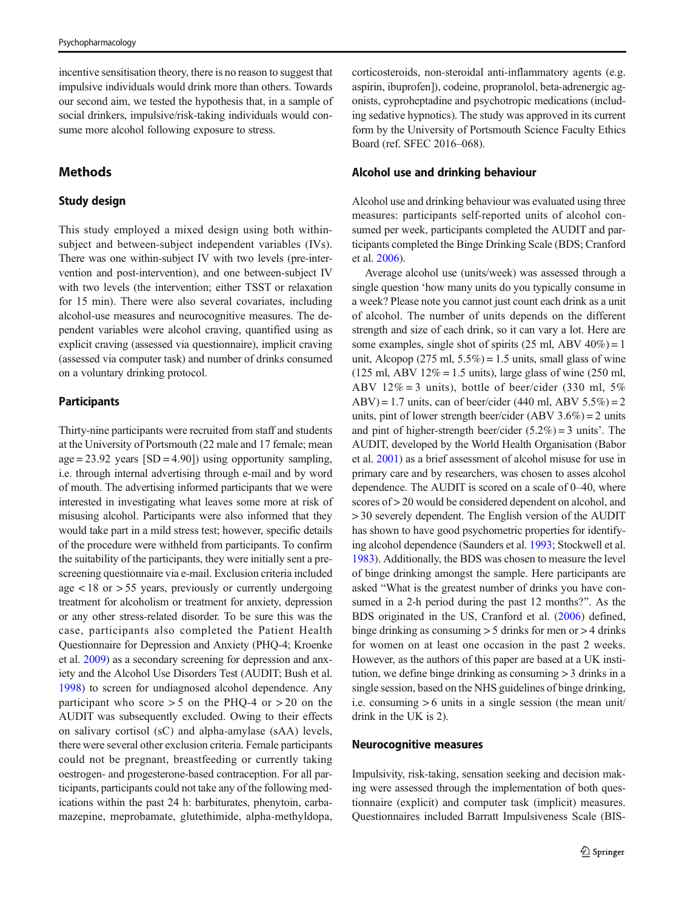incentive sensitisation theory, there is no reason to suggest that impulsive individuals would drink more than others. Towards our second aim, we tested the hypothesis that, in a sample of social drinkers, impulsive/risk-taking individuals would consume more alcohol following exposure to stress.

## Methods

### Study design

This study employed a mixed design using both within-subject and between-subject independent variables (IVs). There was one within-subject IV with two levels (pre-intervention and post-intervention), and one between-subject IV with two levels (the intervention; either TSST or relaxation for 15 min). There were also several covariates, including alcohol-use measures and neurocognitive measures. The dependent variables were alcohol craving, quantified using as explicit craving (assessed via questionnaire), implicit craving (assessed via computer task) and number of drinks consumed on a voluntary drinking protocol.

### Participants

Thirty-nine participants were recruited from staff and students at the University of Portsmouth (22 male and 17 female; mean age = 23.92 years [SD = 4.90]) using opportunity sampling, i.e. through internal advertising through e-mail and by word of mouth. The advertising informed participants that we were interested in investigating what leaves some more at risk of misusing alcohol. Participants were also informed that they would take part in a mild stress test; however, specific details of the procedure were withheld from participants. To confirm the suitability of the participants, they were initially sent a pre-screening questionnaire via e-mail. Exclusion criteria included age < 18 or > 55 years, previously or currently undergoing treatment for alcoholism or treatment for anxiety, depression or any other stress-related disorder. To be sure this was the case, participants also completed the Patient Health Questionnaire for Depression and Anxiety (PHQ-4; Kroenke et al. 2009) as a secondary screening for depression and anxiety and the Alcohol Use Disorders Test (AUDIT; Bush et al. 1998) to screen for undiagnosed alcohol dependence. Any participant who score > 5 on the PHQ-4 or > 20 on the AUDIT was subsequently excluded. Owing to their effects on salivary cortisol (sC) and alpha-amylase (sAA) levels, there were several other exclusion criteria. Female participants could not be pregnant, breastfeeding or currently taking oestrogen- and progesterone-based contraception. For all participants, participants could not take any of the following medications within the past 24 h: barbiturates, phenytoin, carbamazepine, meprobamate, glutethimide, alpha-methyldopa, corticosteroids, non-steroidal anti-inflammatory agents (e.g. aspirin, ibuprofen]), codeine, propranolol, beta-adrenergic agonists, cyproheptadine and psychotropic medications (including sedative hypnotics). The study was approved in its current form by the University of Portsmouth Science Faculty Ethics Board (ref. SFEC 2016–068).

### Alcohol use and drinking behaviour

Alcohol use and drinking behaviour was evaluated using three measures: participants self-reported units of alcohol consumed per week, participants completed the AUDIT and participants completed the Binge Drinking Scale (BDS; Cranford et al. 2006).

Average alcohol use (units/week) was assessed through a single question 'how many units do you typically consume in a week? Please note you cannot just count each drink as a unit of alcohol. The number of units depends on the different strength and size of each drink, so it can vary a lot. Here are some examples, single shot of spirits (25 ml, ABV 40%) = 1 unit, Alcopop (275 ml, 5.5%) = 1.5 units, small glass of wine (125 ml, ABV 12% = 1.5 units), large glass of wine (250 ml, ABV 12% = 3 units), bottle of beer/cider (330 ml, 5% ABV) = 1.7 units, can of beer/cider (440 ml, ABV 5.5%) = 2 units, pint of lower strength beer/cider (ABV 3.6%) = 2 units and pint of higher-strength beer/cider (5.2%) = 3 units'. The AUDIT, developed by the World Health Organisation (Babor et al. 2001) as a brief assessment of alcohol misuse for use in primary care and by researchers, was chosen to asses alcohol dependence. The AUDIT is scored on a scale of 0–40, where scores of > 20 would be considered dependent on alcohol, and > 30 severely dependent. The English version of the AUDIT has shown to have good psychometric properties for identifying alcohol dependence (Saunders et al. 1993; Stockwell et al. 1983). Additionally, the BDS was chosen to measure the level of binge drinking amongst the sample. Here participants are asked "What is the greatest number of drinks you have consumed in a 2-h period during the past 12 months?". As the BDS originated in the US, Cranford et al. (2006) defined, binge drinking as consuming > 5 drinks for men or > 4 drinks for women on at least one occasion in the past 2 weeks. However, as the authors of this paper are based at a UK institution, we define binge drinking as consuming > 3 drinks in a single session, based on the NHS guidelines of binge drinking, i.e. consuming > 6 units in a single session (the mean unit/drink in the UK is 2).

### Neurocognitive measures

Impulsivity, risk-taking, sensation seeking and decision making were assessed through the implementation of both questionnaire (explicit) and computer task (implicit) measures. Questionnaires included Barratt Impulsiveness Scale (BIS-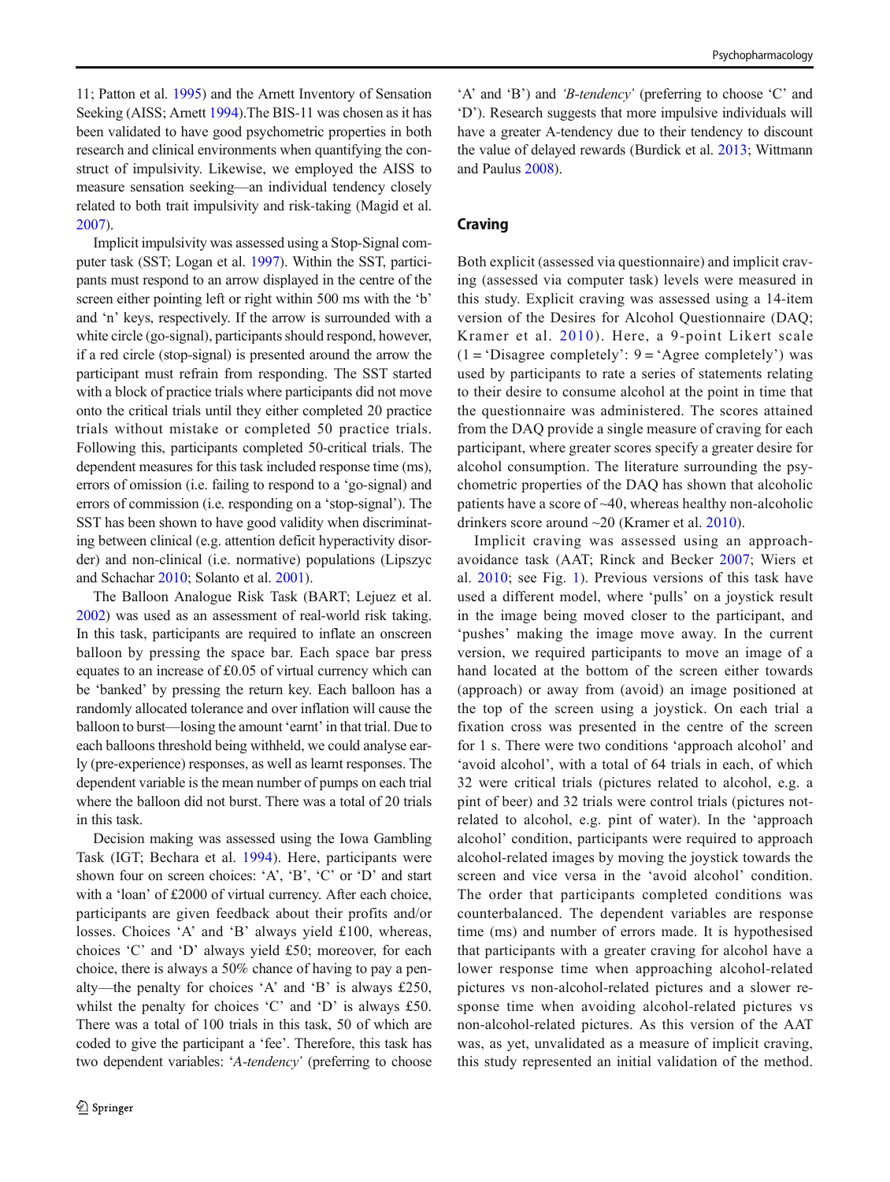11; Patton et al. 1995) and the Arnett Inventory of Sensation Seeking (AISS; Arnett 1994).The BIS-11 was chosen as it has been validated to have good psychometric properties in both research and clinical environments when quantifying the construct of impulsivity. Likewise, we employed the AISS to measure sensation seeking—an individual tendency closely related to both trait impulsivity and risk-taking (Magid et al. 2007).

Implicit impulsivity was assessed using a Stop-Signal computer task (SST; Logan et al. 1997). Within the SST, participants must respond to an arrow displayed in the centre of the screen either pointing left or right within 500 ms with the 'b' and 'n' keys, respectively. If the arrow is surrounded with a white circle (go-signal), participants should respond, however, if a red circle (stop-signal) is presented around the arrow the participant must refrain from responding. The SST started with a block of practice trials where participants did not move onto the critical trials until they either completed 20 practice trials without mistake or completed 50 practice trials. Following this, participants completed 50-critical trials. The dependent measures for this task included response time (ms), errors of omission (i.e. failing to respond to a 'go-signal) and errors of commission (i.e. responding on a 'stop-signal'). The SST has been shown to have good validity when discriminating between clinical (e.g. attention deficit hyperactivity disorder) and non-clinical (i.e. normative) populations (Lipszyc and Schachar 2010; Solanto et al. 2001).

The Balloon Analogue Risk Task (BART; Lejuez et al. 2002) was used as an assessment of real-world risk taking. In this task, participants are required to inflate an onscreen balloon by pressing the space bar. Each space bar press equates to an increase of £0.05 of virtual currency which can be 'banked' by pressing the return key. Each balloon has a randomly allocated tolerance and over inflation will cause the balloon to burst—losing the amount 'earnt' in that trial. Due to each balloons threshold being withheld, we could analyse early (pre-experience) responses, as well as learnt responses. The dependent variable is the mean number of pumps on each trial where the balloon did not burst. There was a total of 20 trials in this task.

Decision making was assessed using the Iowa Gambling Task (IGT; Bechara et al. 1994). Here, participants were shown four on screen choices: 'A', 'B', 'C' or 'D' and start with a 'loan' of £2000 of virtual currency. After each choice, participants are given feedback about their profits and/or losses. Choices 'A' and 'B' always yield £100, whereas, choices 'C' and 'D' always yield £50; moreover, for each choice, there is always a 50% chance of having to pay a penalty—the penalty for choices 'A' and 'B' is always £250, whilst the penalty for choices 'C' and 'D' is always £50. There was a total of 100 trials in this task, 50 of which are coded to give the participant a 'fee'. Therefore, this task has two dependent variables: *'A-tendency'* (preferring to choose 'A' and 'B') and *'B-tendency'* (preferring to choose 'C' and 'D'). Research suggests that more impulsive individuals will have a greater A-tendency due to their tendency to discount the value of delayed rewards (Burdick et al. 2013; Wittmann and Paulus 2008).

## Craving

Both explicit (assessed via questionnaire) and implicit craving (assessed via computer task) levels were measured in this study. Explicit craving was assessed using a 14-item version of the Desires for Alcohol Questionnaire (DAQ; Kramer et al. 2010). Here, a 9-point Likert scale (1 = 'Disagree completely': 9 = 'Agree completely') was used by participants to rate a series of statements relating to their desire to consume alcohol at the point in time that the questionnaire was administered. The scores attained from the DAQ provide a single measure of craving for each participant, where greater scores specify a greater desire for alcohol consumption. The literature surrounding the psychometric properties of the DAQ has shown that alcoholic patients have a score of ~40, whereas healthy non-alcoholic drinkers score around ~20 (Kramer et al. 2010).

Implicit craving was assessed using an approach-avoidance task (AAT; Rinck and Becker 2007; Wiers et al. 2010; see Fig. 1). Previous versions of this task have used a different model, where 'pulls' on a joystick result in the image being moved closer to the participant, and 'pushes' making the image move away. In the current version, we required participants to move an image of a hand located at the bottom of the screen either towards (approach) or away from (avoid) an image positioned at the top of the screen using a joystick. On each trial a fixation cross was presented in the centre of the screen for 1 s. There were two conditions 'approach alcohol' and 'avoid alcohol', with a total of 64 trials in each, of which 32 were critical trials (pictures related to alcohol, e.g. a pint of beer) and 32 trials were control trials (pictures not-related to alcohol, e.g. pint of water). In the 'approach alcohol' condition, participants were required to approach alcohol-related images by moving the joystick towards the screen and vice versa in the 'avoid alcohol' condition. The order that participants completed conditions was counterbalanced. The dependent variables are response time (ms) and number of errors made. It is hypothesised that participants with a greater craving for alcohol have a lower response time when approaching alcohol-related pictures vs non-alcohol-related pictures and a slower response time when avoiding alcohol-related pictures vs non-alcohol-related pictures. As this version of the AAT was, as yet, unvalidated as a measure of implicit craving, this study represented an initial validation of the method.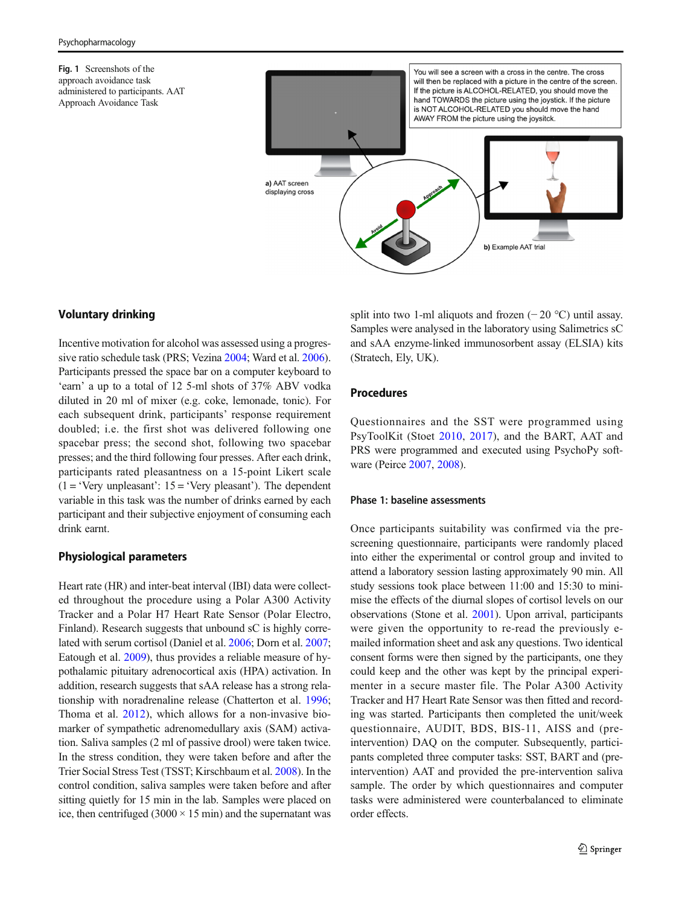**Fig. 1** Screenshots of the approach avoidance task administered to participants. AAT Approach Avoidance Task

## Voluntary drinking

Incentive motivation for alcohol was assessed using a progressive ratio schedule task (PRS; Vezina 2004; Ward et al. 2006). Participants pressed the space bar on a computer keyboard to 'earn' a up to a total of 12 5-ml shots of 37% ABV vodka diluted in 20 ml of mixer (e.g. coke, lemonade, tonic). For each subsequent drink, participants' response requirement doubled; i.e. the first shot was delivered following one spacebar press; the second shot, following two spacebar presses; and the third following four presses. After each drink, participants rated pleasantness on a 15-point Likert scale (1 = 'Very unpleasant': 15 = 'Very pleasant'). The dependent variable in this task was the number of drinks earned by each participant and their subjective enjoyment of consuming each drink earnt.

## Physiological parameters

Heart rate (HR) and inter-beat interval (IBI) data were collected throughout the procedure using a Polar A300 Activity Tracker and a Polar H7 Heart Rate Sensor (Polar Electro, Finland). Research suggests that unbound sC is highly correlated with serum cortisol (Daniel et al. 2006; Dorn et al. 2007; Eatough et al. 2009), thus provides a reliable measure of hypothalamic pituitary adrenocortical axis (HPA) activation. In addition, research suggests that sAA release has a strong relationship with noradrenaline release (Chatterton et al. 1996; Thoma et al. 2012), which allows for a non-invasive biomarker of sympathetic adrenomedullary axis (SAM) activation. Saliva samples (2 ml of passive drool) were taken twice. In the stress condition, they were taken before and after the Trier Social Stress Test (TSST; Kirschbaum et al. 2008). In the control condition, saliva samples were taken before and after sitting quietly for 15 min in the lab. Samples were placed on ice, then centrifuged (3000 × 15 min) and the supernatant was split into two 1-ml aliquots and frozen (− 20 °C) until assay. Samples were analysed in the laboratory using Salimetrics sC and sAA enzyme-linked immunosorbent assay (ELSIA) kits (Stratech, Ely, UK).

## Procedures

Questionnaires and the SST were programmed using PsyToolKit (Stoet 2010, 2017), and the BART, AAT and PRS were programmed and executed using PsychoPy software (Peirce 2007, 2008).

### Phase 1: baseline assessments

Once participants suitability was confirmed via the pre-screening questionnaire, participants were randomly placed into either the experimental or control group and invited to attend a laboratory session lasting approximately 90 min. All study sessions took place between 11:00 and 15:30 to minimise the effects of the diurnal slopes of cortisol levels on our observations (Stone et al. 2001). Upon arrival, participants were given the opportunity to re-read the previously e-mailed information sheet and ask any questions. Two identical consent forms were then signed by the participants, one they could keep and the other was kept by the principal experimenter in a secure master file. The Polar A300 Activity Tracker and H7 Heart Rate Sensor was then fitted and recording was started. Participants then completed the unit/week questionnaire, AUDIT, BDS, BIS-11, AISS and (pre-intervention) DAQ on the computer. Subsequently, participants completed three computer tasks: SST, BART and (pre-intervention) AAT and provided the pre-intervention saliva sample. The order by which questionnaires and computer tasks were administered were counterbalanced to eliminate order effects.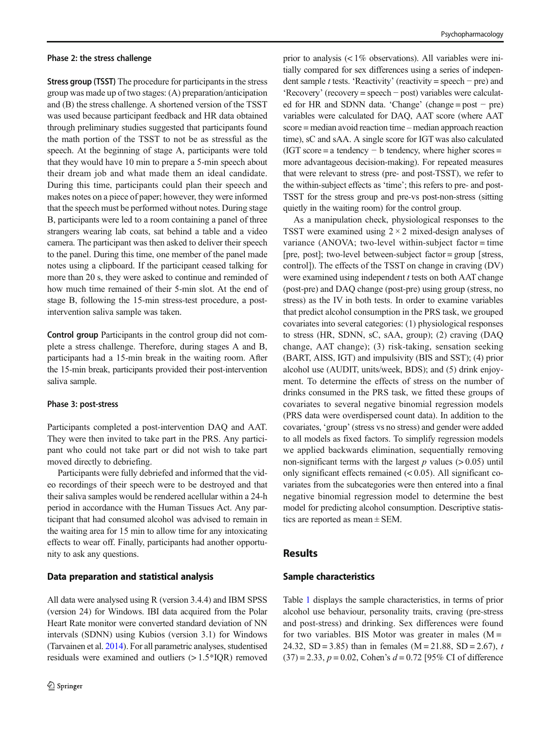### Phase 2: the stress challenge

**Stress group (TSST)** The procedure for participants in the stress group was made up of two stages: (A) preparation/anticipation and (B) the stress challenge. A shortened version of the TSST was used because participant feedback and HR data obtained through preliminary studies suggested that participants found the math portion of the TSST to not be as stressful as the speech. At the beginning of stage A, participants were told that they would have 10 min to prepare a 5-min speech about their dream job and what made them an ideal candidate. During this time, participants could plan their speech and makes notes on a piece of paper; however, they were informed that the speech must be performed without notes. During stage B, participants were led to a room containing a panel of three strangers wearing lab coats, sat behind a table and a video camera. The participant was then asked to deliver their speech to the panel. During this time, one member of the panel made notes using a clipboard. If the participant ceased talking for more than 20 s, they were asked to continue and reminded of how much time remained of their 5-min slot. At the end of stage B, following the 15-min stress-test procedure, a post-intervention saliva sample was taken.

**Control group** Participants in the control group did not complete a stress challenge. Therefore, during stages A and B, participants had a 15-min break in the waiting room. After the 15-min break, participants provided their post-intervention saliva sample.

### Phase 3: post-stress

Participants completed a post-intervention DAQ and AAT. They were then invited to take part in the PRS. Any participant who could not take part or did not wish to take part moved directly to debriefing.

Participants were fully debriefed and informed that the video recordings of their speech were to be destroyed and that their saliva samples would be rendered acellular within a 24-h period in accordance with the Human Tissues Act. Any participant that had consumed alcohol was advised to remain in the waiting area for 15 min to allow time for any intoxicating effects to wear off. Finally, participants had another opportunity to ask any questions.

## Data preparation and statistical analysis

All data were analysed using R (version 3.4.4) and IBM SPSS (version 24) for Windows. IBI data acquired from the Polar Heart Rate monitor were converted standard deviation of NN intervals (SDNN) using Kubios (version 3.1) for Windows (Tarvainen et al. 2014). For all parametric analyses, studentised residuals were examined and outliers (> 1.5*IQR) removed prior to analysis (< 1% observations). All variables were initially compared for sex differences using a series of independent sample *t* tests. 'Reactivity' (reactivity = speech − pre) and 'Recovery' (recovery = speech − post) variables were calculated for HR and SDNN data. 'Change' (change = post − pre) variables were calculated for DAQ, AAT score (where AAT score = median avoid reaction time – median approach reaction time), sC and sAA. A single score for IGT was also calculated (IGT score = a tendency − b tendency, where higher scores = more advantageous decision-making). For repeated measures that were relevant to stress (pre- and post-TSST), we refer to the within-subject effects as 'time'; this refers to pre- and post-TSST for the stress group and pre-vs post-non-stress (sitting quietly in the waiting room) for the control group.

As a manipulation check, physiological responses to the TSST were examined using 2 × 2 mixed-design analyses of variance (ANOVA; two-level within-subject factor = time [pre, post]; two-level between-subject factor = group [stress, control]). The effects of the TSST on change in craving (DV) were examined using independent *t* tests on both AAT change (post-pre) and DAQ change (post-pre) using group (stress, no stress) as the IV in both tests. In order to examine variables that predict alcohol consumption in the PRS task, we grouped covariates into several categories: (1) physiological responses to stress (HR, SDNN, sC, sAA, group); (2) craving (DAQ change, AAT change); (3) risk-taking, sensation seeking (BART, AISS, IGT) and impulsivity (BIS and SST); (4) prior alcohol use (AUDIT, units/week, BDS); and (5) drink enjoyment. To determine the effects of stress on the number of drinks consumed in the PRS task, we fitted these groups of covariates to several negative binomial regression models (PRS data were overdispersed count data). In addition to the covariates, 'group' (stress vs no stress) and gender were added to all models as fixed factors. To simplify regression models we applied backwards elimination, sequentially removing non-significant terms with the largest *p* values (> 0.05) until only significant effects remained (< 0.05). All significant covariates from the subcategories were then entered into a final negative binomial regression model to determine the best model for predicting alcohol consumption. Descriptive statistics are reported as mean ± SEM.

# Results

## Sample characteristics

Table 1 displays the sample characteristics, in terms of prior alcohol use behaviour, personality traits, craving (pre-stress and post-stress) and drinking. Sex differences were found for two variables. BIS Motor was greater in males (M = 24.32, SD = 3.85) than in females (M = 21.88, SD = 2.67), $t(37) = 2.33$, $p = 0.02$, Cohen's $d = 0.72$ [95% CI of difference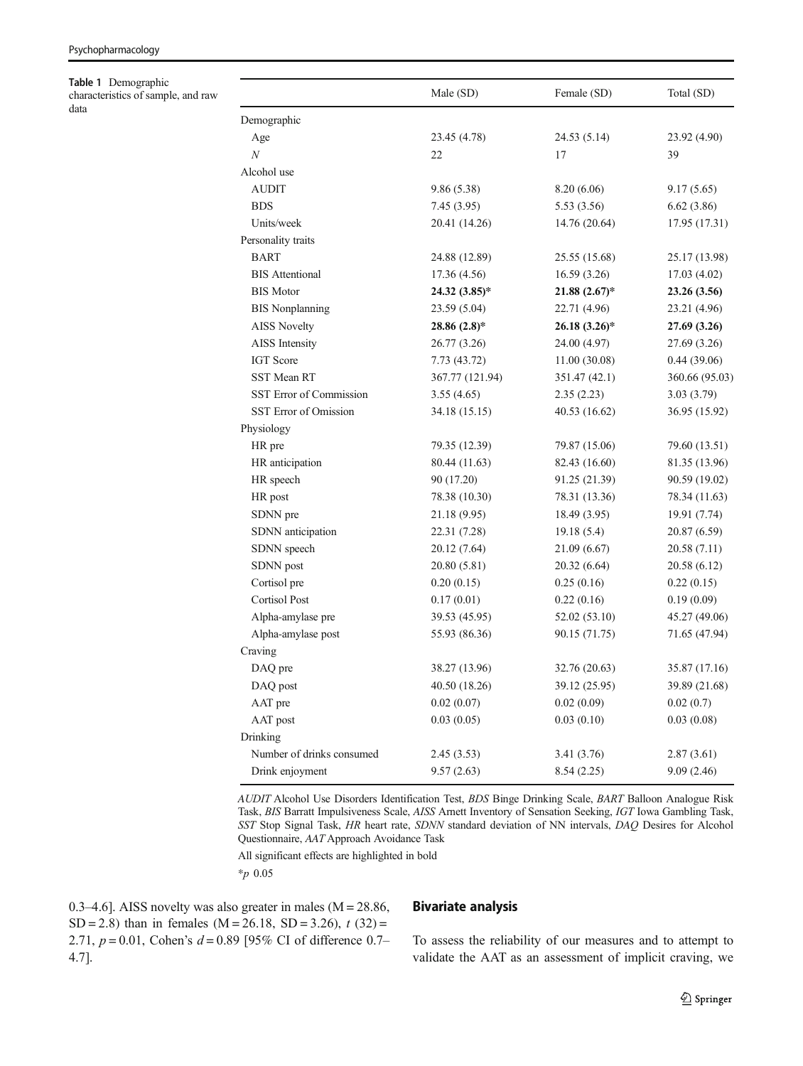**Table 1** Demographic characteristics of sample, and raw data

| | Male (SD) | Female (SD) | Total (SD) |
|---|---|---|---|
| Demographic | | | |
| Age | 23.45 (4.78) | 24.53 (5.14) | 23.92 (4.90) |
| *N* | 22 | 17 | 39 |
| Alcohol use | | | |
| AUDIT | 9.86 (5.38) | 8.20 (6.06) | 9.17 (5.65) |
| BDS | 7.45 (3.95) | 5.53 (3.56) | 6.62 (3.86) |
| Units/week | 20.41 (14.26) | 14.76 (20.64) | 17.95 (17.31) |
| Personality traits | | | |
| BART | 24.88 (12.89) | 25.55 (15.68) | 25.17 (13.98) |
| BIS Attentional | 17.36 (4.56) | 16.59 (3.26) | 17.03 (4.02) |
| BIS Motor | **24.32 (3.85)*** | **21.88 (2.67)*** | **23.26 (3.56)** |
| BIS Nonplanning | 23.59 (5.04) | 22.71 (4.96) | 23.21 (4.96) |
| AISS Novelty | **28.86 (2.8)*** | **26.18 (3.26)*** | **27.69 (3.26)** |
| AISS Intensity | 26.77 (3.26) | 24.00 (4.97) | 27.69 (3.26) |
| IGT Score | 7.73 (43.72) | 11.00 (30.08) | 0.44 (39.06) |
| SST Mean RT | 367.77 (121.94) | 351.47 (42.1) | 360.66 (95.03) |
| SST Error of Commission | 3.55 (4.65) | 2.35 (2.23) | 3.03 (3.79) |
| SST Error of Omission | 34.18 (15.15) | 40.53 (16.62) | 36.95 (15.92) |
| Physiology | | | |
| HR pre | 79.35 (12.39) | 79.87 (15.06) | 79.60 (13.51) |
| HR anticipation | 80.44 (11.63) | 82.43 (16.60) | 81.35 (13.96) |
| HR speech | 90 (17.20) | 91.25 (21.39) | 90.59 (19.02) |
| HR post | 78.38 (10.30) | 78.31 (13.36) | 78.34 (11.63) |
| SDNN pre | 21.18 (9.95) | 18.49 (3.95) | 19.91 (7.74) |
| SDNN anticipation | 22.31 (7.28) | 19.18 (5.4) | 20.87 (6.59) |
| SDNN speech | 20.12 (7.64) | 21.09 (6.67) | 20.58 (7.11) |
| SDNN post | 20.80 (5.81) | 20.32 (6.64) | 20.58 (6.12) |
| Cortisol pre | 0.20 (0.15) | 0.25 (0.16) | 0.22 (0.15) |
| Cortisol Post | 0.17 (0.01) | 0.22 (0.16) | 0.19 (0.09) |
| Alpha-amylase pre | 39.53 (45.95) | 52.02 (53.10) | 45.27 (49.06) |
| Alpha-amylase post | 55.93 (86.36) | 90.15 (71.75) | 71.65 (47.94) |
| Craving | | | |
| DAQ pre | 38.27 (13.96) | 32.76 (20.63) | 35.87 (17.16) |
| DAQ post | 40.50 (18.26) | 39.12 (25.95) | 39.89 (21.68) |
| AAT pre | 0.02 (0.07) | 0.02 (0.09) | 0.02 (0.7) |
| AAT post | 0.03 (0.05) | 0.03 (0.10) | 0.03 (0.08) |
| Drinking | | | |
| Number of drinks consumed | 2.45 (3.53) | 3.41 (3.76) | 2.87 (3.61) |
| Drink enjoyment | 9.57 (2.63) | 8.54 (2.25) | 9.09 (2.46) |

*AUDIT* Alcohol Use Disorders Identification Test, *BDS* Binge Drinking Scale, *BART* Balloon Analogue Risk Task, *BIS* Barratt Impulsiveness Scale, *AISS* Arnett Inventory of Sensation Seeking, *IGT* Iowa Gambling Task, *SST* Stop Signal Task, *HR* heart rate, *SDNN* standard deviation of NN intervals, *DAQ* Desires for Alcohol Questionnaire, *AAT* Approach Avoidance Task

All significant effects are highlighted in bold

*$p$ 0.05

0.3–4.6]. AISS novelty was also greater in males (M = 28.86, SD = 2.8) than in females (M = 26.18, SD = 3.26), $t$ (32) = 2.71, $p = 0.01$, Cohen's $d = 0.89$ [95% CI of difference 0.7–4.7].

## Bivariate analysis

To assess the reliability of our measures and to attempt to validate the AAT as an assessment of implicit craving, we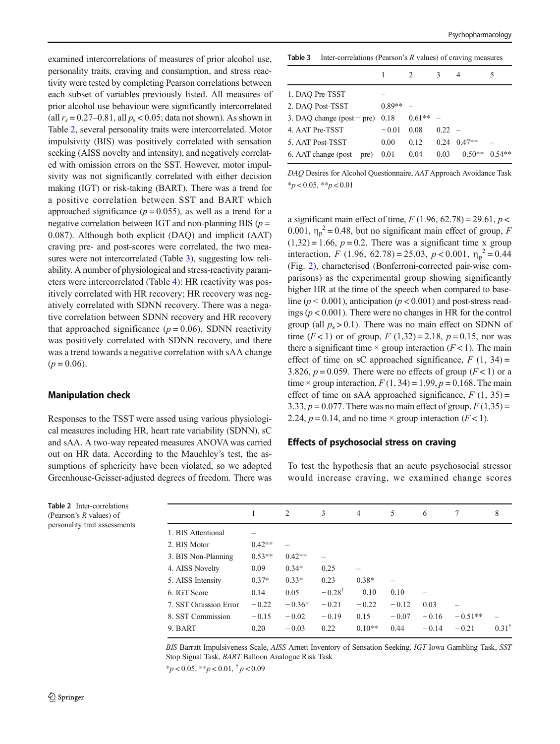examined intercorrelations of measures of prior alcohol use, personality traits, craving and consumption, and stress reactivity were tested by completing Pearson correlations between each subset of variables previously listed. All measures of prior alcohol use behaviour were significantly intercorrelated (all $r_s = 0.27$–$0.81$, all $p_s < 0.05$; data not shown). As shown in Table 2, several personality traits were intercorrelated. Motor impulsivity (BIS) was positively correlated with sensation seeking (AISS novelty and intensity), and negatively correlated with omission errors on the SST. However, motor impulsivity was not significantly correlated with either decision making (IGT) or risk-taking (BART). There was a trend for a positive correlation between SST and BART which approached significance ($p = 0.055$), as well as a trend for a negative correlation between IGT and non-planning BIS ($p = 0.087$). Although both explicit (DAQ) and implicit (AAT) craving pre- and post-scores were correlated, the two measures were not intercorrelated (Table 3), suggesting low reliability. A number of physiological and stress-reactivity parameters were intercorrelated (Table 4): HR reactivity was positively correlated with HR recovery; HR recovery was negatively correlated with SDNN recovery. There was a negative correlation between SDNN recovery and HR recovery that approached significance ($p = 0.06$). SDNN reactivity was positively correlated with SDNN recovery, and there was a trend towards a negative correlation with sAA change ($p = 0.06$).

## Manipulation check

Responses to the TSST were assed using various physiological measures including HR, heart rate variability (SDNN), sC and sAA. A two-way repeated measures ANOVA was carried out on HR data. According to the Mauchley's test, the assumptions of sphericity have been violated, so we adopted Greenhouse-Geisser-adjusted degrees of freedom. There was a significant main effect of time, $F\,(1.96, 62.78) = 29.61$, $p < 0.001$, $\eta_p^2 = 0.48$, but no significant main effect of group, $F\,(1,32) = 1.66$, $p = 0.2$. There was a significant time x group interaction, $F\,(1.96, 62.78) = 25.03$, $p < 0.001$, $\eta_p^2 = 0.44$ (Fig. 2), characterised (Bonferroni-corrected pair-wise comparisons) as the experimental group showing significantly higher HR at the time of the speech when compared to baseline ($p < 0.001$), anticipation ($p < 0.001$) and post-stress readings ($p < 0.001$). There were no changes in HR for the control group (all $p_s > 0.1$). There was no main effect on SDNN of time ($F < 1$) or of group, $F\,(1,32) = 2.18$, $p = 0.15$, nor was there a significant time × group interaction ($F < 1$). The main effect of time on sC approached significance, $F\,(1, 34) = 3.826$, $p = 0.059$. There were no effects of group ($F < 1$) or a time × group interaction, $F\,(1, 34) = 1.99$, $p = 0.168$. The main effect of time on sAA approached significance, $F\,(1, 35) = 3.33$, $p = 0.077$. There was no main effect of group, $F\,(1,35) = 2.24$, $p = 0.14$, and no time × group interaction ($F < 1$).

## Effects of psychosocial stress on craving

To test the hypothesis that an acute psychosocial stressor would increase craving, we examined change scores

**Table 3** Inter-correlations (Pearson's *R* values) of craving measures

| | 1 | 2 | 3 | 4 | 5 |
|---|---|---|---|---|---|
| 1. DAQ Pre-TSST | – | | | | |
| 2. DAQ Post-TSST | 0.89** | – | | | |
| 3. DAQ change (post − pre) | 0.18 | 0.61** | – | | |
| 4. AAT Pre-TSST | −0.01 | 0.08 | 0.22 | – | |
| 5. AAT Post-TSST | 0.00 | 0.12 | 0.24 | 0.47** | – |
| 6. AAT change (post − pre) | 0.01 | 0.04 | 0.03 | −0.50** | 0.54** |

*DAQ* Desires for Alcohol Questionnaire, *AAT* Approach Avoidance Task
*p < 0.05, **p < 0.01

**Table 2** Inter-correlations (Pearson's *R* values) of personality trait assessments

| | 1 | 2 | 3 | 4 | 5 | 6 | 7 | 8 |
|---|---|---|---|---|---|---|---|---|
| 1. BIS Attentional | – | | | | | | | |
| 2. BIS Motor | 0.42** | – | | | | | | |
| 3. BIS Non-Planning | 0.53** | 0.42** | – | | | | | |
| 4. AISS Novelty | 0.09 | 0.34* | 0.25 | – | | | | |
| 5. AISS Intensity | 0.37* | 0.33* | 0.23 | 0.38* | – | | | |
| 6. IGT Score | 0.14 | 0.05 | −0.28† | −0.10 | 0.10 | – | | |
| 7. SST Omission Error | −0.22 | −0.36* | −0.21 | −0.22 | −0.12 | 0.03 | – | |
| 8. SST Commission | −0.15 | −0.02 | −0.19 | 0.15 | −0.07 | −0.16 | −0.51** | – |
| 9. BART | 0.20 | −0.03 | 0.22 | 0.10** | 0.44 | −0.14 | −0.21 | 0.31† |

*BIS* Barratt Impulsiveness Scale, *AISS* Arnett Inventory of Sensation Seeking, *IGT* Iowa Gambling Task, *SST* Stop Signal Task, *BART* Balloon Analogue Risk Task

*p < 0.05, **p < 0.01, † p < 0.09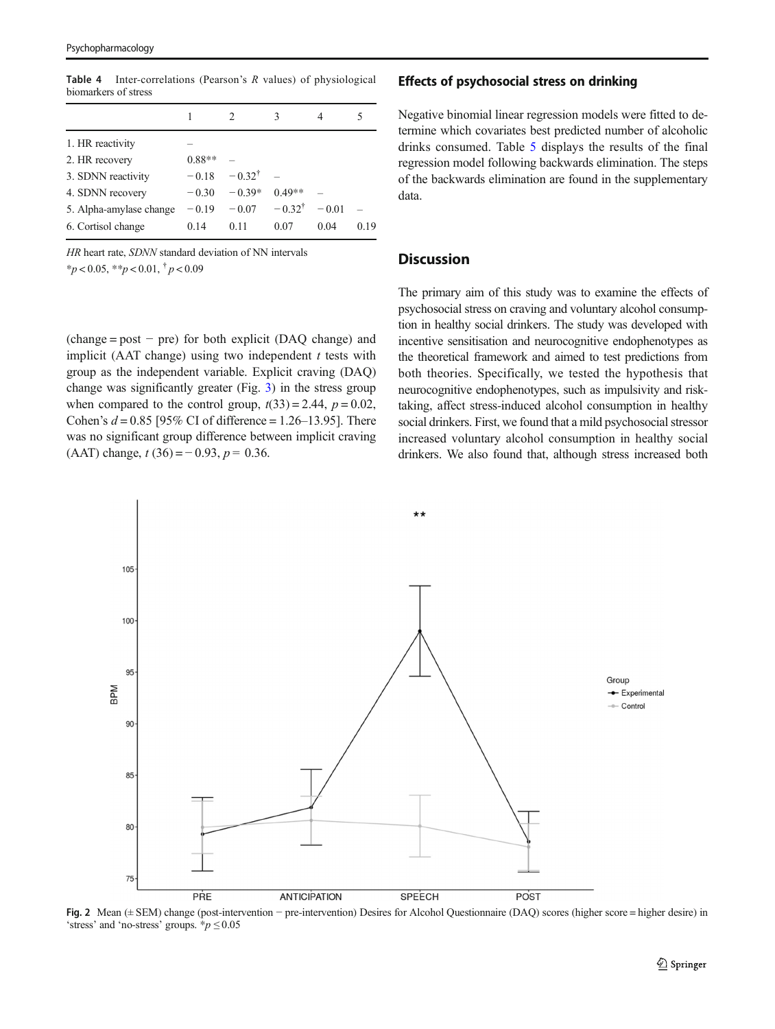**Table 4** Inter-correlations (Pearson's $R$ values) of physiological biomarkers of stress

| | 1 | 2 | 3 | 4 | 5 |
|---|---|---|---|---|---|
| 1. HR reactivity | – | | | | |
| 2. HR recovery | 0.88** | – | | | |
| 3. SDNN reactivity | −0.18 | −0.32$^{\dagger}$ | – | | |
| 4. SDNN recovery | −0.30 | −0.39* | 0.49** | – | |
| 5. Alpha-amylase change | −0.19 | −0.07 | −0.32$^{\dagger}$ | −0.01 | – |
| 6. Cortisol change | 0.14 | 0.11 | 0.07 | 0.04 | 0.19 |

*HR* heart rate, *SDNN* standard deviation of NN intervals

*$p < 0.05$, **$p < 0.01$, $^{\dagger}p < 0.09$

(change = post − pre) for both explicit (DAQ change) and implicit (AAT change) using two independent $t$ tests with group as the independent variable. Explicit craving (DAQ) change was significantly greater (Fig. 3) in the stress group when compared to the control group, $t(33) = 2.44$, $p = 0.02$, Cohen's $d = 0.85$ [95% CI of difference = 1.26–13.95]. There was no significant group difference between implicit craving (AAT) change, $t(36) = -0.93$, $p = 0.36$.

### Effects of psychosocial stress on drinking

Negative binomial linear regression models were fitted to determine which covariates best predicted number of alcoholic drinks consumed. Table 5 displays the results of the final regression model following backwards elimination. The steps of the backwards elimination are found in the supplementary data.

## Discussion

The primary aim of this study was to examine the effects of psychosocial stress on craving and voluntary alcohol consumption in healthy social drinkers. The study was developed with incentive sensitisation and neurocognitive endophenotypes as the theoretical framework and aimed to test predictions from both theories. Specifically, we tested the hypothesis that neurocognitive endophenotypes, such as impulsivity and risk-taking, affect stress-induced alcohol consumption in healthy social drinkers. First, we found that a mild psychosocial stressor increased voluntary alcohol consumption in healthy social drinkers. We also found that, although stress increased both

**Fig. 2** Mean (± SEM) change (post-intervention − pre-intervention) Desires for Alcohol Questionnaire (DAQ) scores (higher score = higher desire) in 'stress' and 'no-stress' groups. *$p \leq 0.05$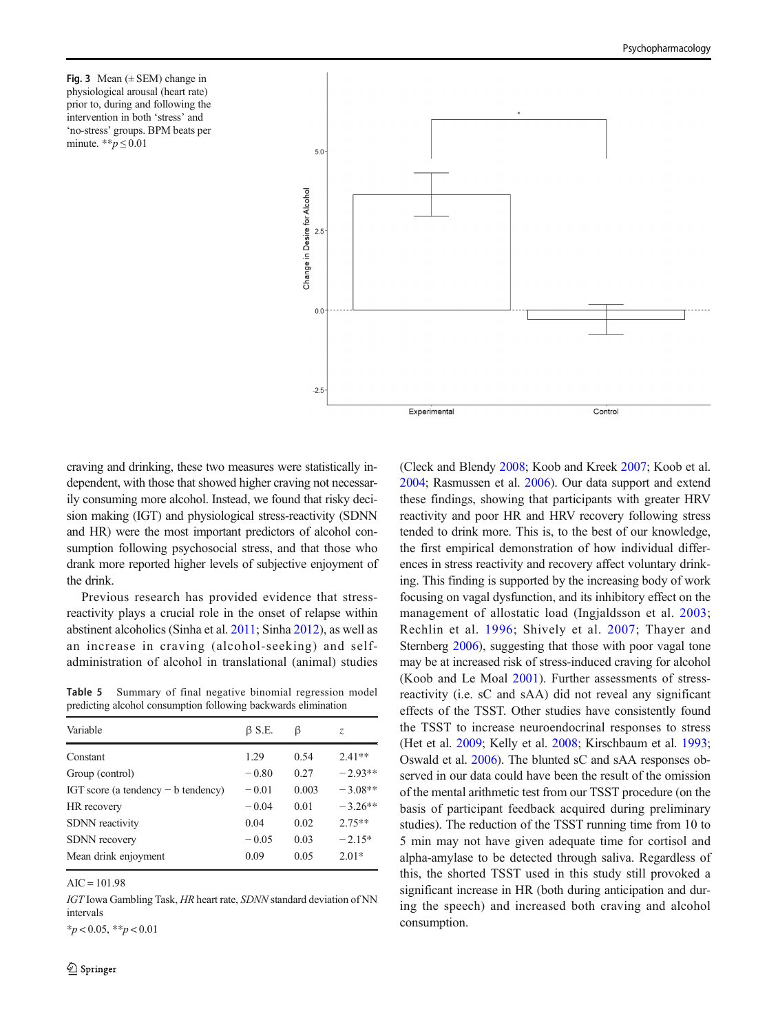**Fig. 3** Mean (± SEM) change in physiological arousal (heart rate) prior to, during and following the intervention in both 'stress' and 'no-stress' groups. BPM beats per minute. **$p \leq 0.01$

craving and drinking, these two measures were statistically independent, with those that showed higher craving not necessarily consuming more alcohol. Instead, we found that risky decision making (IGT) and physiological stress-reactivity (SDNN and HR) were the most important predictors of alcohol consumption following psychosocial stress, and that those who drank more reported higher levels of subjective enjoyment of the drink.

Previous research has provided evidence that stress-reactivity plays a crucial role in the onset of relapse within abstinent alcoholics (Sinha et al. 2011; Sinha 2012), as well as an increase in craving (alcohol-seeking) and self-administration of alcohol in translational (animal) studies (Cleck and Blendy 2008; Koob and Kreek 2007; Koob et al. 2004; Rasmussen et al. 2006). Our data support and extend these findings, showing that participants with greater HRV reactivity and poor HR and HRV recovery following stress tended to drink more. This is, to the best of our knowledge, the first empirical demonstration of how individual differences in stress reactivity and recovery affect voluntary drinking. This finding is supported by the increasing body of work focusing on vagal dysfunction, and its inhibitory effect on the management of allostatic load (Ingjaldsson et al. 2003; Rechlin et al. 1996; Shively et al. 2007; Thayer and Sternberg 2006), suggesting that those with poor vagal tone may be at increased risk of stress-induced craving for alcohol (Koob and Le Moal 2001). Further assessments of stress-reactivity (i.e. sC and sAA) did not reveal any significant effects of the TSST. Other studies have consistently found the TSST to increase neuroendocrinal responses to stress (Het et al. 2009; Kelly et al. 2008; Kirschbaum et al. 1993; Oswald et al. 2006). The blunted sC and sAA responses observed in our data could have been the result of the omission of the mental arithmetic test from our TSST procedure (on the basis of participant feedback acquired during preliminary studies). The reduction of the TSST running time from 10 to 5 min may not have given adequate time for cortisol and alpha-amylase to be detected through saliva. Regardless of this, the shorted TSST used in this study still provoked a significant increase in HR (both during anticipation and during the speech) and increased both craving and alcohol consumption.

**Table 5** Summary of final negative binomial regression model predicting alcohol consumption following backwards elimination

| Variable | β S.E. | β | *z* |
|---|---|---|---|
| Constant | 1.29 | 0.54 | 2.41** |
| Group (control) | − 0.80 | 0.27 | − 2.93** |
| IGT score (a tendency − b tendency) | − 0.01 | 0.003 | − 3.08** |
| HR recovery | − 0.04 | 0.01 | − 3.26** |
| SDNN reactivity | 0.04 | 0.02 | 2.75** |
| SDNN recovery | − 0.05 | 0.03 | − 2.15* |
| Mean drink enjoyment | 0.09 | 0.05 | 2.01* |

AIC = 101.98

*IGT* Iowa Gambling Task, *HR* heart rate, *SDNN* standard deviation of NN intervals

*$p < 0.05$, **$p < 0.01$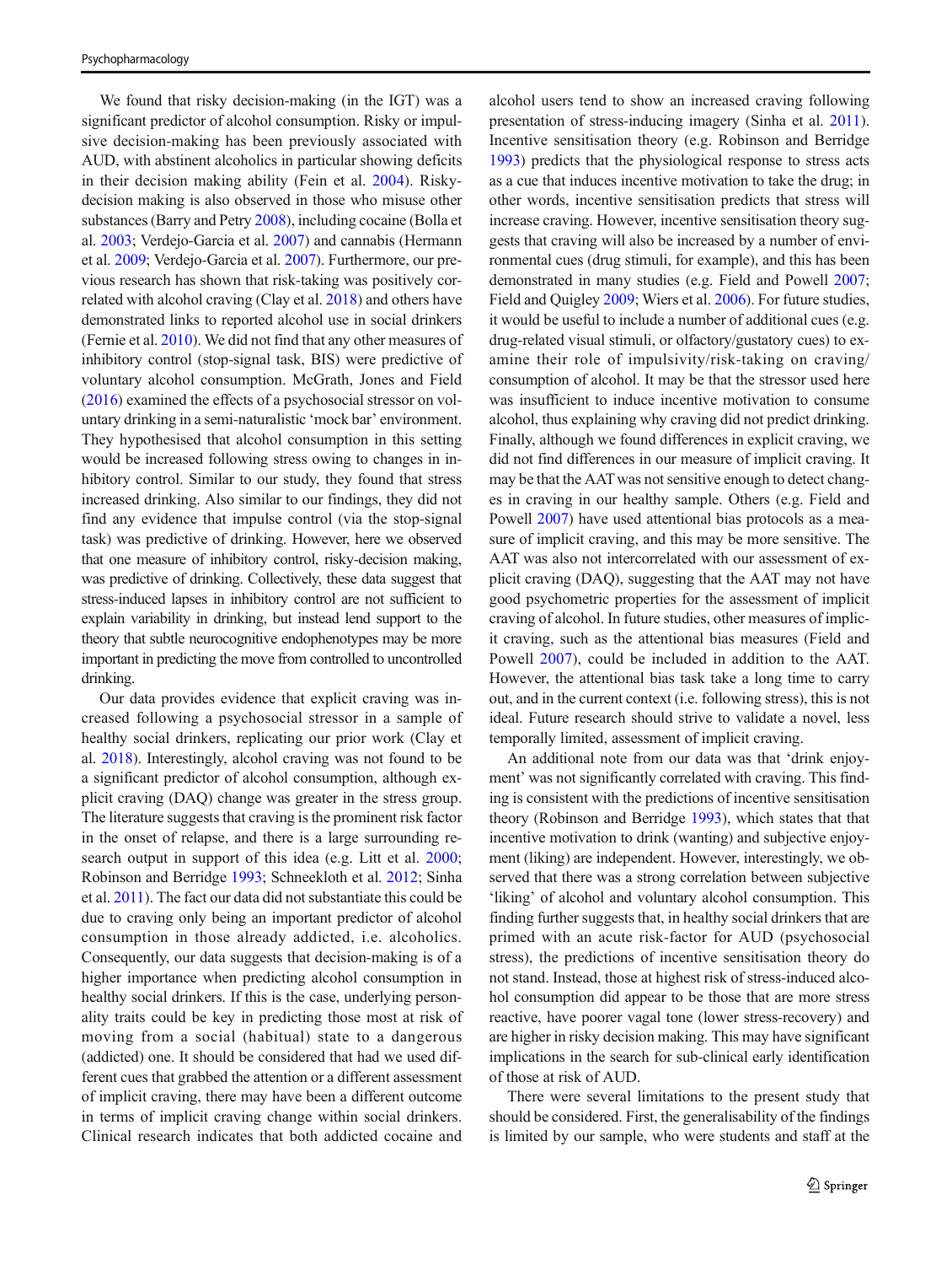We found that risky decision-making (in the IGT) was a significant predictor of alcohol consumption. Risky or impulsive decision-making has been previously associated with AUD, with abstinent alcoholics in particular showing deficits in their decision making ability (Fein et al. 2004). Risky-decision making is also observed in those who misuse other substances (Barry and Petry 2008), including cocaine (Bolla et al. 2003; Verdejo-Garcia et al. 2007) and cannabis (Hermann et al. 2009; Verdejo-Garcia et al. 2007). Furthermore, our previous research has shown that risk-taking was positively correlated with alcohol craving (Clay et al. 2018) and others have demonstrated links to reported alcohol use in social drinkers (Fernie et al. 2010). We did not find that any other measures of inhibitory control (stop-signal task, BIS) were predictive of voluntary alcohol consumption. McGrath, Jones and Field (2016) examined the effects of a psychosocial stressor on voluntary drinking in a semi-naturalistic 'mock bar' environment. They hypothesised that alcohol consumption in this setting would be increased following stress owing to changes in inhibitory control. Similar to our study, they found that stress increased drinking. Also similar to our findings, they did not find any evidence that impulse control (via the stop-signal task) was predictive of drinking. However, here we observed that one measure of inhibitory control, risky-decision making, was predictive of drinking. Collectively, these data suggest that stress-induced lapses in inhibitory control are not sufficient to explain variability in drinking, but instead lend support to the theory that subtle neurocognitive endophenotypes may be more important in predicting the move from controlled to uncontrolled drinking.

Our data provides evidence that explicit craving was increased following a psychosocial stressor in a sample of healthy social drinkers, replicating our prior work (Clay et al. 2018). Interestingly, alcohol craving was not found to be a significant predictor of alcohol consumption, although explicit craving (DAQ) change was greater in the stress group. The literature suggests that craving is the prominent risk factor in the onset of relapse, and there is a large surrounding research output in support of this idea (e.g. Litt et al. 2000; Robinson and Berridge 1993; Schneekloth et al. 2012; Sinha et al. 2011). The fact our data did not substantiate this could be due to craving only being an important predictor of alcohol consumption in those already addicted, i.e. alcoholics. Consequently, our data suggests that decision-making is of a higher importance when predicting alcohol consumption in healthy social drinkers. If this is the case, underlying personality traits could be key in predicting those most at risk of moving from a social (habitual) state to a dangerous (addicted) one. It should be considered that had we used different cues that grabbed the attention or a different assessment of implicit craving, there may have been a different outcome in terms of implicit craving change within social drinkers. Clinical research indicates that both addicted cocaine and alcohol users tend to show an increased craving following presentation of stress-inducing imagery (Sinha et al. 2011). Incentive sensitisation theory (e.g. Robinson and Berridge 1993) predicts that the physiological response to stress acts as a cue that induces incentive motivation to take the drug; in other words, incentive sensitisation predicts that stress will increase craving. However, incentive sensitisation theory suggests that craving will also be increased by a number of environmental cues (drug stimuli, for example), and this has been demonstrated in many studies (e.g. Field and Powell 2007; Field and Quigley 2009; Wiers et al. 2006). For future studies, it would be useful to include a number of additional cues (e.g. drug-related visual stimuli, or olfactory/gustatory cues) to examine their role of impulsivity/risk-taking on craving/consumption of alcohol. It may be that the stressor used here was insufficient to induce incentive motivation to consume alcohol, thus explaining why craving did not predict drinking. Finally, although we found differences in explicit craving, we did not find differences in our measure of implicit craving. It may be that the AAT was not sensitive enough to detect changes in craving in our healthy sample. Others (e.g. Field and Powell 2007) have used attentional bias protocols as a measure of implicit craving, and this may be more sensitive. The AAT was also not intercorrelated with our assessment of explicit craving (DAQ), suggesting that the AAT may not have good psychometric properties for the assessment of implicit craving of alcohol. In future studies, other measures of implicit craving, such as the attentional bias measures (Field and Powell 2007), could be included in addition to the AAT. However, the attentional bias task take a long time to carry out, and in the current context (i.e. following stress), this is not ideal. Future research should strive to validate a novel, less temporally limited, assessment of implicit craving.

An additional note from our data was that 'drink enjoyment' was not significantly correlated with craving. This finding is consistent with the predictions of incentive sensitisation theory (Robinson and Berridge 1993), which states that that incentive motivation to drink (wanting) and subjective enjoyment (liking) are independent. However, interestingly, we observed that there was a strong correlation between subjective 'liking' of alcohol and voluntary alcohol consumption. This finding further suggests that, in healthy social drinkers that are primed with an acute risk-factor for AUD (psychosocial stress), the predictions of incentive sensitisation theory do not stand. Instead, those at highest risk of stress-induced alcohol consumption did appear to be those that are more stress reactive, have poorer vagal tone (lower stress-recovery) and are higher in risky decision making. This may have significant implications in the search for sub-clinical early identification of those at risk of AUD.

There were several limitations to the present study that should be considered. First, the generalisability of the findings is limited by our sample, who were students and staff at the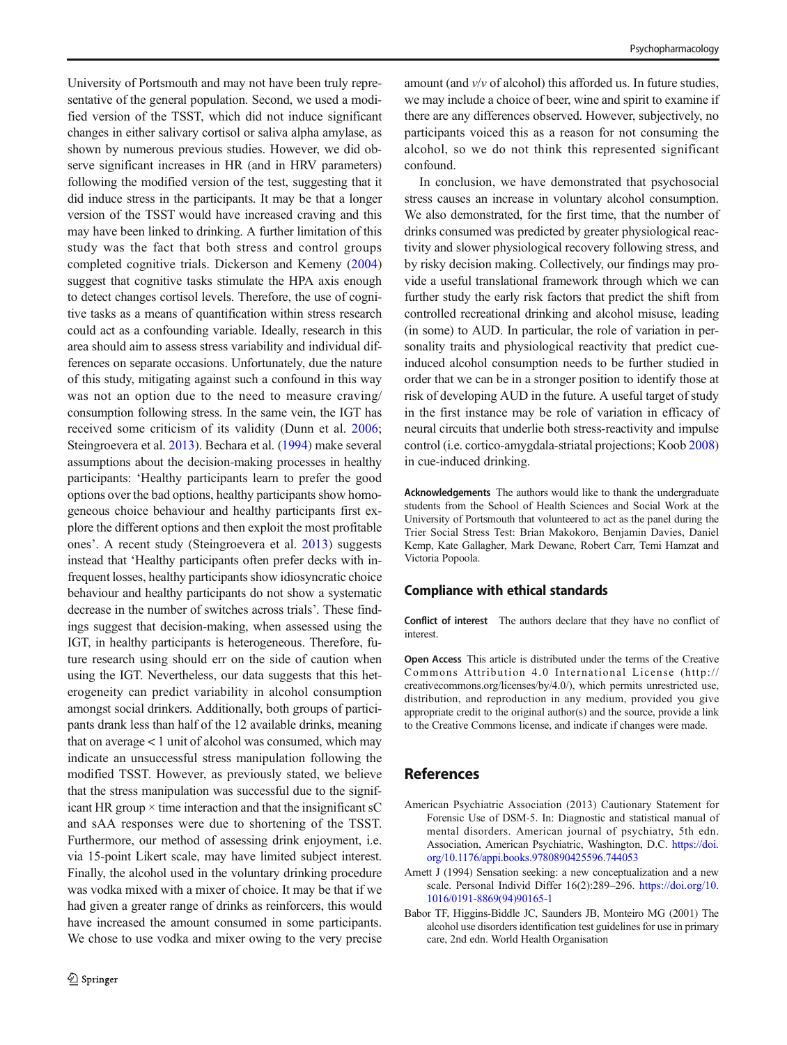University of Portsmouth and may not have been truly representative of the general population. Second, we used a modified version of the TSST, which did not induce significant changes in either salivary cortisol or saliva alpha amylase, as shown by numerous previous studies. However, we did observe significant increases in HR (and in HRV parameters) following the modified version of the test, suggesting that it did induce stress in the participants. It may be that a longer version of the TSST would have increased craving and this may have been linked to drinking. A further limitation of this study was the fact that both stress and control groups completed cognitive trials. Dickerson and Kemeny (2004) suggest that cognitive tasks stimulate the HPA axis enough to detect changes cortisol levels. Therefore, the use of cognitive tasks as a means of quantification within stress research could act as a confounding variable. Ideally, research in this area should aim to assess stress variability and individual differences on separate occasions. Unfortunately, due the nature of this study, mitigating against such a confound in this way was not an option due to the need to measure craving/consumption following stress. In the same vein, the IGT has received some criticism of its validity (Dunn et al. 2006; Steingroevera et al. 2013). Bechara et al. (1994) make several assumptions about the decision-making processes in healthy participants: 'Healthy participants learn to prefer the good options over the bad options, healthy participants show homogeneous choice behaviour and healthy participants first explore the different options and then exploit the most profitable ones'. A recent study (Steingroevera et al. 2013) suggests instead that 'Healthy participants often prefer decks with infrequent losses, healthy participants show idiosyncratic choice behaviour and healthy participants do not show a systematic decrease in the number of switches across trials'. These findings suggest that decision-making, when assessed using the IGT, in healthy participants is heterogeneous. Therefore, future research using should err on the side of caution when using the IGT. Nevertheless, our data suggests that this heterogeneity can predict variability in alcohol consumption amongst social drinkers. Additionally, both groups of participants drank less than half of the 12 available drinks, meaning that on average < 1 unit of alcohol was consumed, which may indicate an unsuccessful stress manipulation following the modified TSST. However, as previously stated, we believe that the stress manipulation was successful due to the significant HR group × time interaction and that the insignificant sC and sAA responses were due to shortening of the TSST. Furthermore, our method of assessing drink enjoyment, i.e. via 15-point Likert scale, may have limited subject interest. Finally, the alcohol used in the voluntary drinking procedure was vodka mixed with a mixer of choice. It may be that if we had given a greater range of drinks as reinforcers, this would have increased the amount consumed in some participants. We chose to use vodka and mixer owing to the very precise amount (and *v*/*v* of alcohol) this afforded us. In future studies, we may include a choice of beer, wine and spirit to examine if there are any differences observed. However, subjectively, no participants voiced this as a reason for not consuming the alcohol, so we do not think this represented significant confound.

In conclusion, we have demonstrated that psychosocial stress causes an increase in voluntary alcohol consumption. We also demonstrated, for the first time, that the number of drinks consumed was predicted by greater physiological reactivity and slower physiological recovery following stress, and by risky decision making. Collectively, our findings may provide a useful translational framework through which we can further study the early risk factors that predict the shift from controlled recreational drinking and alcohol misuse, leading (in some) to AUD. In particular, the role of variation in personality traits and physiological reactivity that predict cue-induced alcohol consumption needs to be further studied in order that we can be in a stronger position to identify those at risk of developing AUD in the future. A useful target of study in the first instance may be role of variation in efficacy of neural circuits that underlie both stress-reactivity and impulse control (i.e. cortico-amygdala-striatal projections; Koob 2008) in cue-induced drinking.

**Acknowledgements** The authors would like to thank the undergraduate students from the School of Health Sciences and Social Work at the University of Portsmouth that volunteered to act as the panel during the Trier Social Stress Test: Brian Makokoro, Benjamin Davies, Daniel Kemp, Kate Gallagher, Mark Dewane, Robert Carr, Temi Hamzat and Victoria Popoola.

## Compliance with ethical standards

**Conflict of interest** The authors declare that they have no conflict of interest.

**Open Access** This article is distributed under the terms of the Creative Commons Attribution 4.0 International License (http://creativecommons.org/licenses/by/4.0/), which permits unrestricted use, distribution, and reproduction in any medium, provided you give appropriate credit to the original author(s) and the source, provide a link to the Creative Commons license, and indicate if changes were made.

## References

American Psychiatric Association (2013) Cautionary Statement for Forensic Use of DSM-5. In: Diagnostic and statistical manual of mental disorders. American journal of psychiatry, 5th edn. Association, American Psychiatric, Washington, D.C. https://doi.org/10.1176/appi.books.9780890425596.744053

Arnett J (1994) Sensation seeking: a new conceptualization and a new scale. Personal Individ Differ 16(2):289–296. https://doi.org/10.1016/0191-8869(94)90165-1

Babor TF, Higgins-Biddle JC, Saunders JB, Monteiro MG (2001) The alcohol use disorders identification test guidelines for use in primary care, 2nd edn. World Health Organisation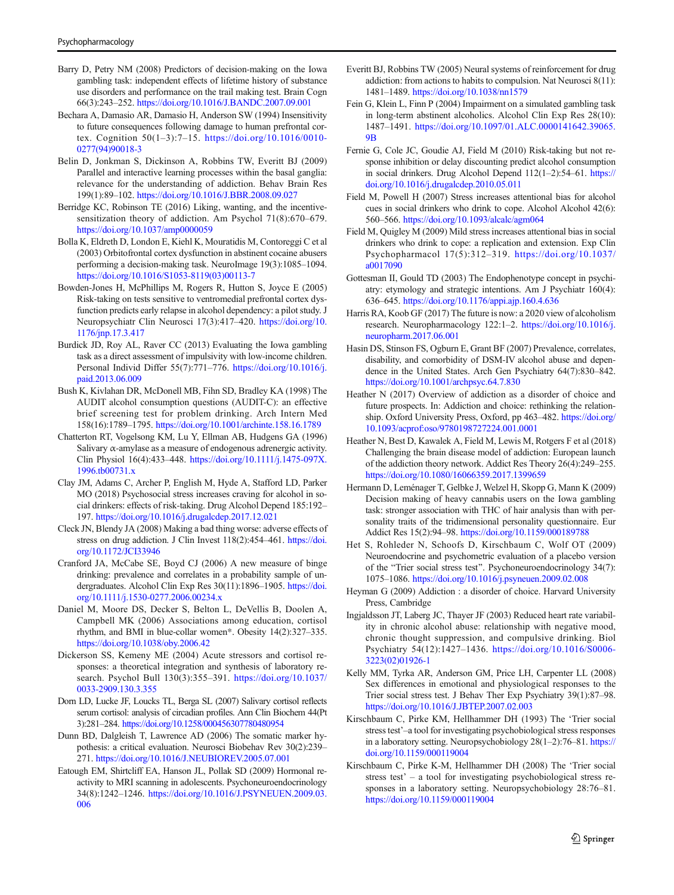Barry D, Petry NM (2008) Predictors of decision-making on the Iowa gambling task: independent effects of lifetime history of substance use disorders and performance on the trail making test. Brain Cogn 66(3):243–252. https://doi.org/10.1016/J.BANDC.2007.09.001

Bechara A, Damasio AR, Damasio H, Anderson SW (1994) Insensitivity to future consequences following damage to human prefrontal cortex. Cognition 50(1–3):7–15. https://doi.org/10.1016/0010-0277(94)90018-3

Belin D, Jonkman S, Dickinson A, Robbins TW, Everitt BJ (2009) Parallel and interactive learning processes within the basal ganglia: relevance for the understanding of addiction. Behav Brain Res 199(1):89–102. https://doi.org/10.1016/J.BBR.2008.09.027

Berridge KC, Robinson TE (2016) Liking, wanting, and the incentive-sensitization theory of addiction. Am Psychol 71(8):670–679. https://doi.org/10.1037/amp0000059

Bolla K, Eldreth D, London E, Kiehl K, Mouratidis M, Contoreggi C et al (2003) Orbitofrontal cortex dysfunction in abstinent cocaine abusers performing a decision-making task. NeuroImage 19(3):1085–1094. https://doi.org/10.1016/S1053-8119(03)00113-7

Bowden-Jones H, McPhillips M, Rogers R, Hutton S, Joyce E (2005) Risk-taking on tests sensitive to ventromedial prefrontal cortex dysfunction predicts early relapse in alcohol dependency: a pilot study. J Neuropsychiatr Clin Neurosci 17(3):417–420. https://doi.org/10.1176/jnp.17.3.417

Burdick JD, Roy AL, Raver CC (2013) Evaluating the Iowa gambling task as a direct assessment of impulsivity with low-income children. Personal Individ Differ 55(7):771–776. https://doi.org/10.1016/j.paid.2013.06.009

Bush K, Kivlahan DR, McDonell MB, Fihn SD, Bradley KA (1998) The AUDIT alcohol consumption questions (AUDIT-C): an effective brief screening test for problem drinking. Arch Intern Med 158(16):1789–1795. https://doi.org/10.1001/archinte.158.16.1789

Chatterton RT, Vogelsong KM, Lu Y, Ellman AB, Hudgens GA (1996) Salivary α-amylase as a measure of endogenous adrenergic activity. Clin Physiol 16(4):433–448. https://doi.org/10.1111/j.1475-097X.1996.tb00731.x

Clay JM, Adams C, Archer P, English M, Hyde A, Stafford LD, Parker MO (2018) Psychosocial stress increases craving for alcohol in social drinkers: effects of risk-taking. Drug Alcohol Depend 185:192–197. https://doi.org/10.1016/j.drugalcdep.2017.12.021

Cleck JN, Blendy JA (2008) Making a bad thing worse: adverse effects of stress on drug addiction. J Clin Invest 118(2):454–461. https://doi.org/10.1172/JCI33946

Cranford JA, McCabe SE, Boyd CJ (2006) A new measure of binge drinking: prevalence and correlates in a probability sample of undergraduates. Alcohol Clin Exp Res 30(11):1896–1905. https://doi.org/10.1111/j.1530-0277.2006.00234.x

Daniel M, Moore DS, Decker S, Belton L, DeVellis B, Doolen A, Campbell MK (2006) Associations among education, cortisol rhythm, and BMI in blue-collar women*. Obesity 14(2):327–335. https://doi.org/10.1038/oby.2006.42

Dickerson SS, Kemeny ME (2004) Acute stressors and cortisol responses: a theoretical integration and synthesis of laboratory research. Psychol Bull 130(3):355–391. https://doi.org/10.1037/0033-2909.130.3.355

Dorn LD, Lucke JF, Loucks TL, Berga SL (2007) Salivary cortisol reflects serum cortisol: analysis of circadian profiles. Ann Clin Biochem 44(Pt 3):281–284. https://doi.org/10.1258/000456307780480954

Dunn BD, Dalgleish T, Lawrence AD (2006) The somatic marker hypothesis: a critical evaluation. Neurosci Biobehav Rev 30(2):239–271. https://doi.org/10.1016/J.NEUBIOREV.2005.07.001

Eatough EM, Shirtcliff EA, Hanson JL, Pollak SD (2009) Hormonal reactivity to MRI scanning in adolescents. Psychoneuroendocrinology 34(8):1242–1246. https://doi.org/10.1016/J.PSYNEUEN.2009.03.006

Everitt BJ, Robbins TW (2005) Neural systems of reinforcement for drug addiction: from actions to habits to compulsion. Nat Neurosci 8(11):1481–1489. https://doi.org/10.1038/nn1579

Fein G, Klein L, Finn P (2004) Impairment on a simulated gambling task in long-term abstinent alcoholics. Alcohol Clin Exp Res 28(10):1487–1491. https://doi.org/10.1097/01.ALC.0000141642.39065.9B

Fernie G, Cole JC, Goudie AJ, Field M (2010) Risk-taking but not response inhibition or delay discounting predict alcohol consumption in social drinkers. Drug Alcohol Depend 112(1–2):54–61. https://doi.org/10.1016/j.drugalcdep.2010.05.011

Field M, Powell H (2007) Stress increases attentional bias for alcohol cues in social drinkers who drink to cope. Alcohol Alcohol 42(6):560–566. https://doi.org/10.1093/alcalc/agm064

Field M, Quigley M (2009) Mild stress increases attentional bias in social drinkers who drink to cope: a replication and extension. Exp Clin Psychopharmacol 17(5):312–319. https://doi.org/10.1037/a0017090

Gottesman II, Gould TD (2003) The Endophenotype concept in psychiatry: etymology and strategic intentions. Am J Psychiatr 160(4):636–645. https://doi.org/10.1176/appi.ajp.160.4.636

Harris RA, Koob GF (2017) The future is now: a 2020 view of alcoholism research. Neuropharmacology 122:1–2. https://doi.org/10.1016/j.neuropharm.2017.06.001

Hasin DS, Stinson FS, Ogburn E, Grant BF (2007) Prevalence, correlates, disability, and comorbidity of DSM-IV alcohol abuse and dependence in the United States. Arch Gen Psychiatry 64(7):830–842. https://doi.org/10.1001/archpsyc.64.7.830

Heather N (2017) Overview of addiction as a disorder of choice and future prospects. In: Addiction and choice: rethinking the relationship. Oxford University Press, Oxford, pp 463–482. https://doi.org/10.1093/acprof:oso/9780198727224.001.0001

Heather N, Best D, Kawalek A, Field M, Lewis M, Rotgers F et al (2018) Challenging the brain disease model of addiction: European launch of the addiction theory network. Addict Res Theory 26(4):249–255. https://doi.org/10.1080/16066359.2017.1399659

Hermann D, Leménager T, Gelbke J, Welzel H, Skopp G, Mann K (2009) Decision making of heavy cannabis users on the Iowa gambling task: stronger association with THC of hair analysis than with personality traits of the tridimensional personality questionnaire. Eur Addict Res 15(2):94–98. https://doi.org/10.1159/000189788

Het S, Rohleder N, Schoofs D, Kirschbaum C, Wolf OT (2009) Neuroendocrine and psychometric evaluation of a placebo version of the "Trier social stress test". Psychoneuroendocrinology 34(7):1075–1086. https://doi.org/10.1016/j.psyneuen.2009.02.008

Heyman G (2009) Addiction : a disorder of choice. Harvard University Press, Cambridge

Ingjaldsson JT, Laberg JC, Thayer JF (2003) Reduced heart rate variability in chronic alcohol abuse: relationship with negative mood, chronic thought suppression, and compulsive drinking. Biol Psychiatry 54(12):1427–1436. https://doi.org/10.1016/S0006-3223(02)01926-1

Kelly MM, Tyrka AR, Anderson GM, Price LH, Carpenter LL (2008) Sex differences in emotional and physiological responses to the Trier social stress test. J Behav Ther Exp Psychiatry 39(1):87–98. https://doi.org/10.1016/J.JBTEP.2007.02.003

Kirschbaum C, Pirke KM, Hellhammer DH (1993) The 'Trier social stress test'–a tool for investigating psychobiological stress responses in a laboratory setting. Neuropsychobiology 28(1–2):76–81. https://doi.org/10.1159/000119004

Kirschbaum C, Pirke K-M, Hellhammer DH (2008) The 'Trier social stress test' – a tool for investigating psychobiological stress responses in a laboratory setting. Neuropsychobiology 28:76–81. https://doi.org/10.1159/000119004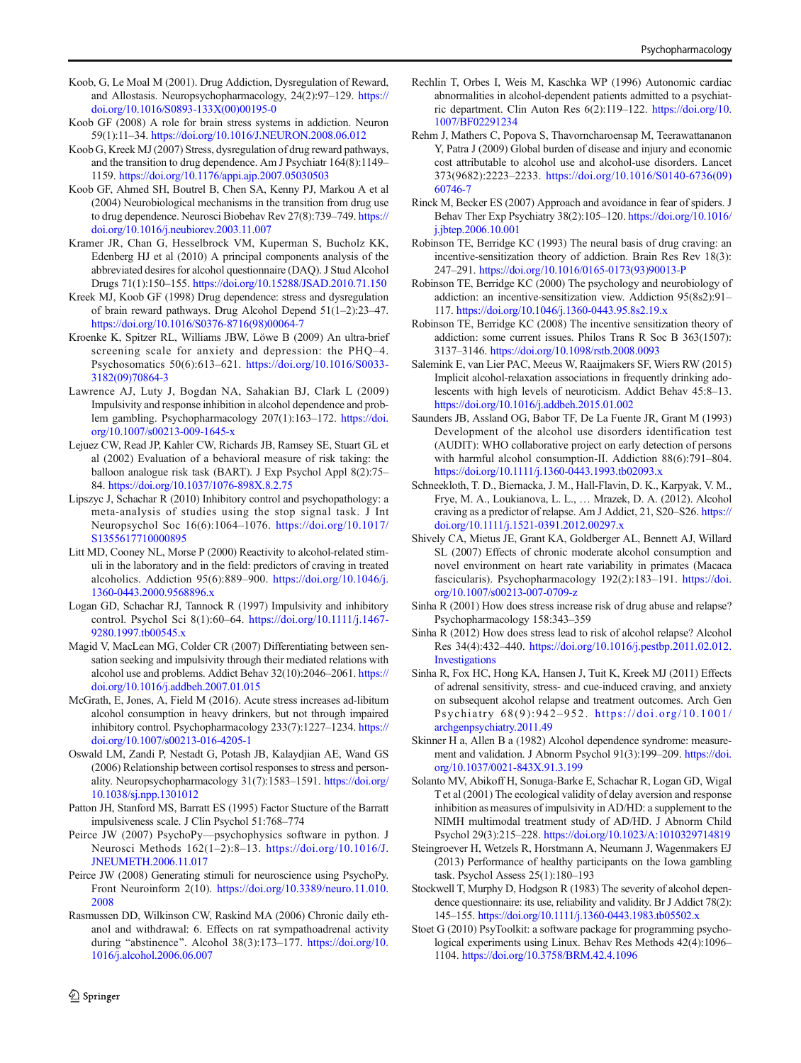Koob, G, Le Moal M (2001). Drug Addiction, Dysregulation of Reward, and Allostasis. Neuropsychopharmacology, 24(2):97–129. https://doi.org/10.1016/S0893-133X(00)00195-0

Koob GF (2008) A role for brain stress systems in addiction. Neuron 59(1):11–34. https://doi.org/10.1016/J.NEURON.2008.06.012

Koob G, Kreek MJ (2007) Stress, dysregulation of drug reward pathways, and the transition to drug dependence. Am J Psychiatr 164(8):1149–1159. https://doi.org/10.1176/appi.ajp.2007.05030503

Koob GF, Ahmed SH, Boutrel B, Chen SA, Kenny PJ, Markou A et al (2004) Neurobiological mechanisms in the transition from drug use to drug dependence. Neurosci Biobehav Rev 27(8):739–749. https://doi.org/10.1016/j.neubiorev.2003.11.007

Kramer JR, Chan G, Hesselbrock VM, Kuperman S, Bucholz KK, Edenberg HJ et al (2010) A principal components analysis of the abbreviated desires for alcohol questionnaire (DAQ). J Stud Alcohol Drugs 71(1):150–155. https://doi.org/10.15288/JSAD.2010.71.150

Kreek MJ, Koob GF (1998) Drug dependence: stress and dysregulation of brain reward pathways. Drug Alcohol Depend 51(1–2):23–47. https://doi.org/10.1016/S0376-8716(98)00064-7

Kroenke K, Spitzer RL, Williams JBW, Löwe B (2009) An ultra-brief screening scale for anxiety and depression: the PHQ–4. Psychosomatics 50(6):613–621. https://doi.org/10.1016/S0033-3182(09)70864-3

Lawrence AJ, Luty J, Bogdan NA, Sahakian BJ, Clark L (2009) Impulsivity and response inhibition in alcohol dependence and problem gambling. Psychopharmacology 207(1):163–172. https://doi.org/10.1007/s00213-009-1645-x

Lejuez CW, Read JP, Kahler CW, Richards JB, Ramsey SE, Stuart GL et al (2002) Evaluation of a behavioral measure of risk taking: the balloon analogue risk task (BART). J Exp Psychol Appl 8(2):75–84. https://doi.org/10.1037/1076-898X.8.2.75

Lipszyc J, Schachar R (2010) Inhibitory control and psychopathology: a meta-analysis of studies using the stop signal task. J Int Neuropsychol Soc 16(6):1064–1076. https://doi.org/10.1017/S1355617710000895

Litt MD, Cooney NL, Morse P (2000) Reactivity to alcohol-related stimuli in the laboratory and in the field: predictors of craving in treated alcoholics. Addiction 95(6):889–900. https://doi.org/10.1046/j.1360-0443.2000.9568896.x

Logan GD, Schachar RJ, Tannock R (1997) Impulsivity and inhibitory control. Psychol Sci 8(1):60–64. https://doi.org/10.1111/j.1467-9280.1997.tb00545.x

Magid V, MacLean MG, Colder CR (2007) Differentiating between sensation seeking and impulsivity through their mediated relations with alcohol use and problems. Addict Behav 32(10):2046–2061. https://doi.org/10.1016/j.addbeh.2007.01.015

McGrath, E, Jones, A, Field M (2016). Acute stress increases ad-libitum alcohol consumption in heavy drinkers, but not through impaired inhibitory control. Psychopharmacology 233(7):1227–1234. https://doi.org/10.1007/s00213-016-4205-1

Oswald LM, Zandi P, Nestadt G, Potash JB, Kalaydjian AE, Wand GS (2006) Relationship between cortisol responses to stress and personality. Neuropsychopharmacology 31(7):1583–1591. https://doi.org/10.1038/sj.npp.1301012

Patton JH, Stanford MS, Barratt ES (1995) Factor Stucture of the Barratt impulsiveness scale. J Clin Psychol 51:768–774

Peirce JW (2007) PsychoPy—psychophysics software in python. J Neurosci Methods 162(1–2):8–13. https://doi.org/10.1016/J.JNEUMETH.2006.11.017

Peirce JW (2008) Generating stimuli for neuroscience using PsychoPy. Front Neuroinform 2(10). https://doi.org/10.3389/neuro.11.010.2008

Rasmussen DD, Wilkinson CW, Raskind MA (2006) Chronic daily ethanol and withdrawal: 6. Effects on rat sympathoadrenal activity during "abstinence". Alcohol 38(3):173–177. https://doi.org/10.1016/j.alcohol.2006.06.007

Rechlin T, Orbes I, Weis M, Kaschka WP (1996) Autonomic cardiac abnormalities in alcohol-dependent patients admitted to a psychiatric department. Clin Auton Res 6(2):119–122. https://doi.org/10.1007/BF02291234

Rehm J, Mathers C, Popova S, Thavorncharoensap M, Teerawattananon Y, Patra J (2009) Global burden of disease and injury and economic cost attributable to alcohol use and alcohol-use disorders. Lancet 373(9682):2223–2233. https://doi.org/10.1016/S0140-6736(09)60746-7

Rinck M, Becker ES (2007) Approach and avoidance in fear of spiders. J Behav Ther Exp Psychiatry 38(2):105–120. https://doi.org/10.1016/j.jbtep.2006.10.001

Robinson TE, Berridge KC (1993) The neural basis of drug craving: an incentive-sensitization theory of addiction. Brain Res Rev 18(3):247–291. https://doi.org/10.1016/0165-0173(93)90013-P

Robinson TE, Berridge KC (2000) The psychology and neurobiology of addiction: an incentive-sensitization view. Addiction 95(8s2):91–117. https://doi.org/10.1046/j.1360-0443.95.8s2.19.x

Robinson TE, Berridge KC (2008) The incentive sensitization theory of addiction: some current issues. Philos Trans R Soc B 363(1507):3137–3146. https://doi.org/10.1098/rstb.2008.0093

Salemink E, van Lier PAC, Meeus W, Raaijmakers SF, Wiers RW (2015) Implicit alcohol-relaxation associations in frequently drinking adolescents with high levels of neuroticism. Addict Behav 45:8–13. https://doi.org/10.1016/j.addbeh.2015.01.002

Saunders JB, Assland OG, Babor TF, De La Fuente JR, Grant M (1993) Development of the alcohol use disorders identification test (AUDIT): WHO collaborative project on early detection of persons with harmful alcohol consumption-II. Addiction 88(6):791–804. https://doi.org/10.1111/j.1360-0443.1993.tb02093.x

Schneekloth, T. D., Biernacka, J. M., Hall-Flavin, D. K., Karpyak, V. M., Frye, M. A., Loukianova, L. L., … Mrazek, D. A. (2012). Alcohol craving as a predictor of relapse. Am J Addict, 21, S20–S26. https://doi.org/10.1111/j.1521-0391.2012.00297.x

Shively CA, Mietus JE, Grant KA, Goldberger AL, Bennett AJ, Willard SL (2007) Effects of chronic moderate alcohol consumption and novel environment on heart rate variability in primates (Macaca fascicularis). Psychopharmacology 192(2):183–191. https://doi.org/10.1007/s00213-007-0709-z

Sinha R (2001) How does stress increase risk of drug abuse and relapse? Psychopharmacology 158:343–359

Sinha R (2012) How does stress lead to risk of alcohol relapse? Alcohol Res 34(4):432–440. https://doi.org/10.1016/j.pestbp.2011.02.012.Investigations

Sinha R, Fox HC, Hong KA, Hansen J, Tuit K, Kreek MJ (2011) Effects of adrenal sensitivity, stress- and cue-induced craving, and anxiety on subsequent alcohol relapse and treatment outcomes. Arch Gen Psychiatry 68(9):942–952. https://doi.org/10.1001/archgenpsychiatry.2011.49

Skinner H a, Allen B a (1982) Alcohol dependence syndrome: measurement and validation. J Abnorm Psychol 91(3):199–209. https://doi.org/10.1037/0021-843X.91.3.199

Solanto MV, Abikoff H, Sonuga-Barke E, Schachar R, Logan GD, Wigal T et al (2001) The ecological validity of delay aversion and response inhibition as measures of impulsivity in AD/HD: a supplement to the NIMH multimodal treatment study of AD/HD. J Abnorm Child Psychol 29(3):215–228. https://doi.org/10.1023/A:1010329714819

Steingroever H, Wetzels R, Horstmann A, Neumann J, Wagenmakers EJ (2013) Performance of healthy participants on the Iowa gambling task. Psychol Assess 25(1):180–193

Stockwell T, Murphy D, Hodgson R (1983) The severity of alcohol dependence questionnaire: its use, reliability and validity. Br J Addict 78(2):145–155. https://doi.org/10.1111/j.1360-0443.1983.tb05502.x

Stoet G (2010) PsyToolkit: a software package for programming psychological experiments using Linux. Behav Res Methods 42(4):1096–1104. https://doi.org/10.3758/BRM.42.4.1096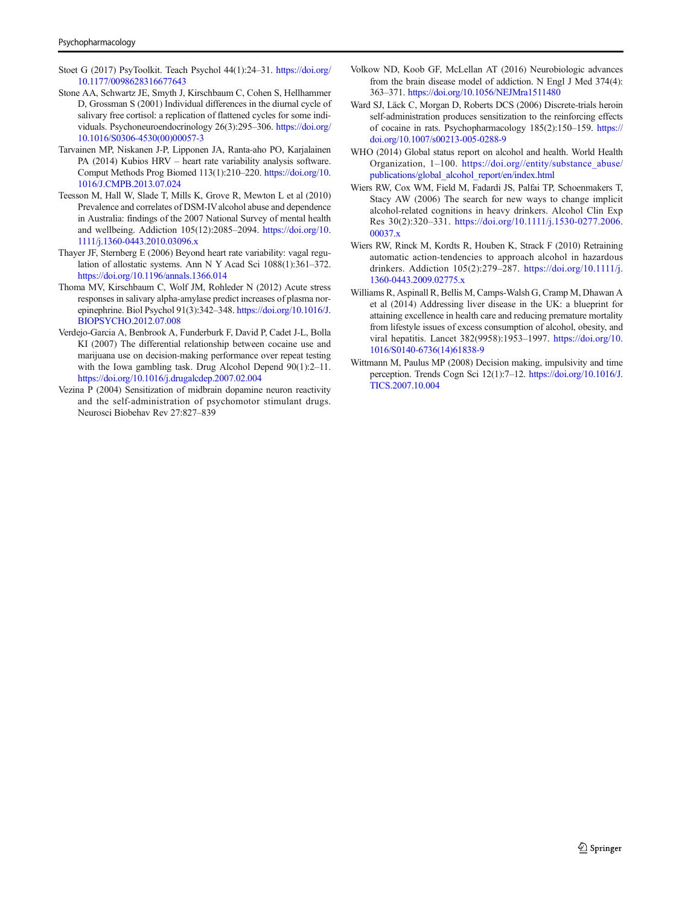Stoet G (2017) PsyToolkit. Teach Psychol 44(1):24–31. https://doi.org/10.1177/0098628316677643

Stone AA, Schwartz JE, Smyth J, Kirschbaum C, Cohen S, Hellhammer D, Grossman S (2001) Individual differences in the diurnal cycle of salivary free cortisol: a replication of flattened cycles for some individuals. Psychoneuroendocrinology 26(3):295–306. https://doi.org/10.1016/S0306-4530(00)00057-3

Tarvainen MP, Niskanen J-P, Lipponen JA, Ranta-aho PO, Karjalainen PA (2014) Kubios HRV – heart rate variability analysis software. Comput Methods Prog Biomed 113(1):210–220. https://doi.org/10.1016/J.CMPB.2013.07.024

Teesson M, Hall W, Slade T, Mills K, Grove R, Mewton L et al (2010) Prevalence and correlates of DSM-IV alcohol abuse and dependence in Australia: findings of the 2007 National Survey of mental health and wellbeing. Addiction 105(12):2085–2094. https://doi.org/10.1111/j.1360-0443.2010.03096.x

Thayer JF, Sternberg E (2006) Beyond heart rate variability: vagal regulation of allostatic systems. Ann N Y Acad Sci 1088(1):361–372. https://doi.org/10.1196/annals.1366.014

Thoma MV, Kirschbaum C, Wolf JM, Rohleder N (2012) Acute stress responses in salivary alpha-amylase predict increases of plasma norepinephrine. Biol Psychol 91(3):342–348. https://doi.org/10.1016/J.BIOPSYCHO.2012.07.008

Verdejo-Garcia A, Benbrook A, Funderburk F, David P, Cadet J-L, Bolla KI (2007) The differential relationship between cocaine use and marijuana use on decision-making performance over repeat testing with the Iowa gambling task. Drug Alcohol Depend 90(1):2–11. https://doi.org/10.1016/j.drugalcdep.2007.02.004

Vezina P (2004) Sensitization of midbrain dopamine neuron reactivity and the self-administration of psychomotor stimulant drugs. Neurosci Biobehav Rev 27:827–839

Volkow ND, Koob GF, McLellan AT (2016) Neurobiologic advances from the brain disease model of addiction. N Engl J Med 374(4):363–371. https://doi.org/10.1056/NEJMra1511480

Ward SJ, Läck C, Morgan D, Roberts DCS (2006) Discrete-trials heroin self-administration produces sensitization to the reinforcing effects of cocaine in rats. Psychopharmacology 185(2):150–159. https://doi.org/10.1007/s00213-005-0288-9

WHO (2014) Global status report on alcohol and health. World Health Organization, 1–100. https://doi.org//entity/substance_abuse/publications/global_alcohol_report/en/index.html

Wiers RW, Cox WM, Field M, Fadardi JS, Palfai TP, Schoenmakers T, Stacy AW (2006) The search for new ways to change implicit alcohol-related cognitions in heavy drinkers. Alcohol Clin Exp Res 30(2):320–331. https://doi.org/10.1111/j.1530-0277.2006.00037.x

Wiers RW, Rinck M, Kordts R, Houben K, Strack F (2010) Retraining automatic action-tendencies to approach alcohol in hazardous drinkers. Addiction 105(2):279–287. https://doi.org/10.1111/j.1360-0443.2009.02775.x

Williams R, Aspinall R, Bellis M, Camps-Walsh G, Cramp M, Dhawan A et al (2014) Addressing liver disease in the UK: a blueprint for attaining excellence in health care and reducing premature mortality from lifestyle issues of excess consumption of alcohol, obesity, and viral hepatitis. Lancet 382(9958):1953–1997. https://doi.org/10.1016/S0140-6736(14)61838-9

Wittmann M, Paulus MP (2008) Decision making, impulsivity and time perception. Trends Cogn Sci 12(1):7–12. https://doi.org/10.1016/J.TICS.2007.10.004